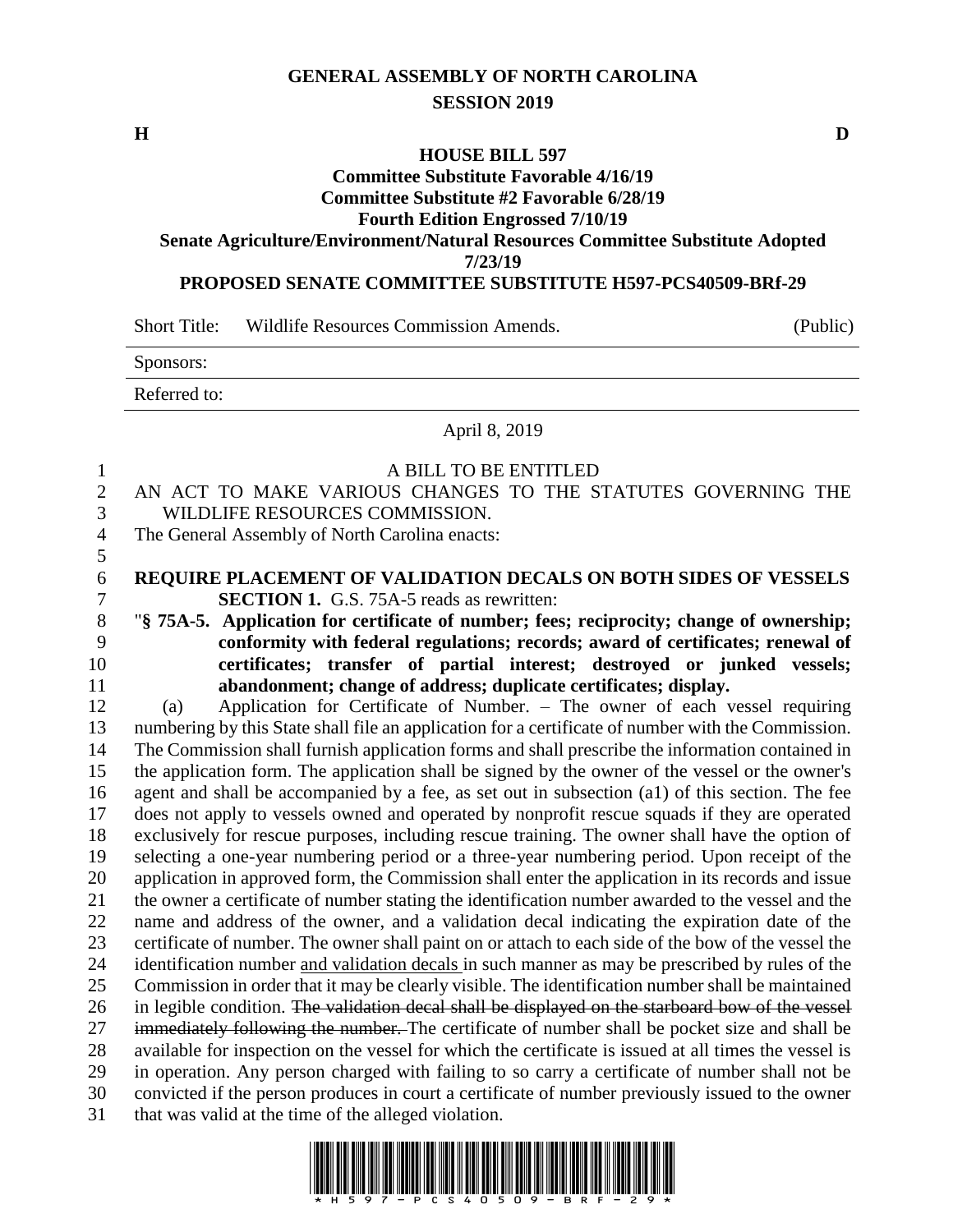**GENERAL ASSEMBLY OF NORTH CAROLINA**
**SESSION 2019**

**H** **D**

**HOUSE BILL 597**
**Committee Substitute Favorable 4/16/19**
**Committee Substitute #2 Favorable 6/28/19**
**Fourth Edition Engrossed 7/10/19**
**Senate Agriculture/Environment/Natural Resources Committee Substitute Adopted 7/23/19**
**PROPOSED SENATE COMMITTEE SUBSTITUTE H597-PCS40509-BRf-29**

Short Title: Wildlife Resources Commission Amends. (Public)

Sponsors:

Referred to:

April 8, 2019

A BILL TO BE ENTITLED

AN ACT TO MAKE VARIOUS CHANGES TO THE STATUTES GOVERNING THE WILDLIFE RESOURCES COMMISSION.

The General Assembly of North Carolina enacts:

**REQUIRE PLACEMENT OF VALIDATION DECALS ON BOTH SIDES OF VESSELS**

**SECTION 1.** G.S. 75A-5 reads as rewritten:

"**§ 75A-5. Application for certificate of number; fees; reciprocity; change of ownership; conformity with federal regulations; records; award of certificates; renewal of certificates; transfer of partial interest; destroyed or junked vessels; abandonment; change of address; duplicate certificates; display.**

(a) Application for Certificate of Number. – The owner of each vessel requiring numbering by this State shall file an application for a certificate of number with the Commission. The Commission shall furnish application forms and shall prescribe the information contained in the application form. The application shall be signed by the owner of the vessel or the owner's agent and shall be accompanied by a fee, as set out in subsection (a1) of this section. The fee does not apply to vessels owned and operated by nonprofit rescue squads if they are operated exclusively for rescue purposes, including rescue training. The owner shall have the option of selecting a one-year numbering period or a three-year numbering period. Upon receipt of the application in approved form, the Commission shall enter the application in its records and issue the owner a certificate of number stating the identification number awarded to the vessel and the name and address of the owner, and a validation decal indicating the expiration date of the certificate of number. The owner shall paint on or attach to each side of the bow of the vessel the identification number <u>and validation decals</u> in such manner as may be prescribed by rules of the Commission in order that it may be clearly visible. The identification number shall be maintained in legible condition. ~~The validation decal shall be displayed on the starboard bow of the vessel immediately following the number.~~ The certificate of number shall be pocket size and shall be available for inspection on the vessel for which the certificate is issued at all times the vessel is in operation. Any person charged with failing to so carry a certificate of number shall not be convicted if the person produces in court a certificate of number previously issued to the owner that was valid at the time of the alleged violation.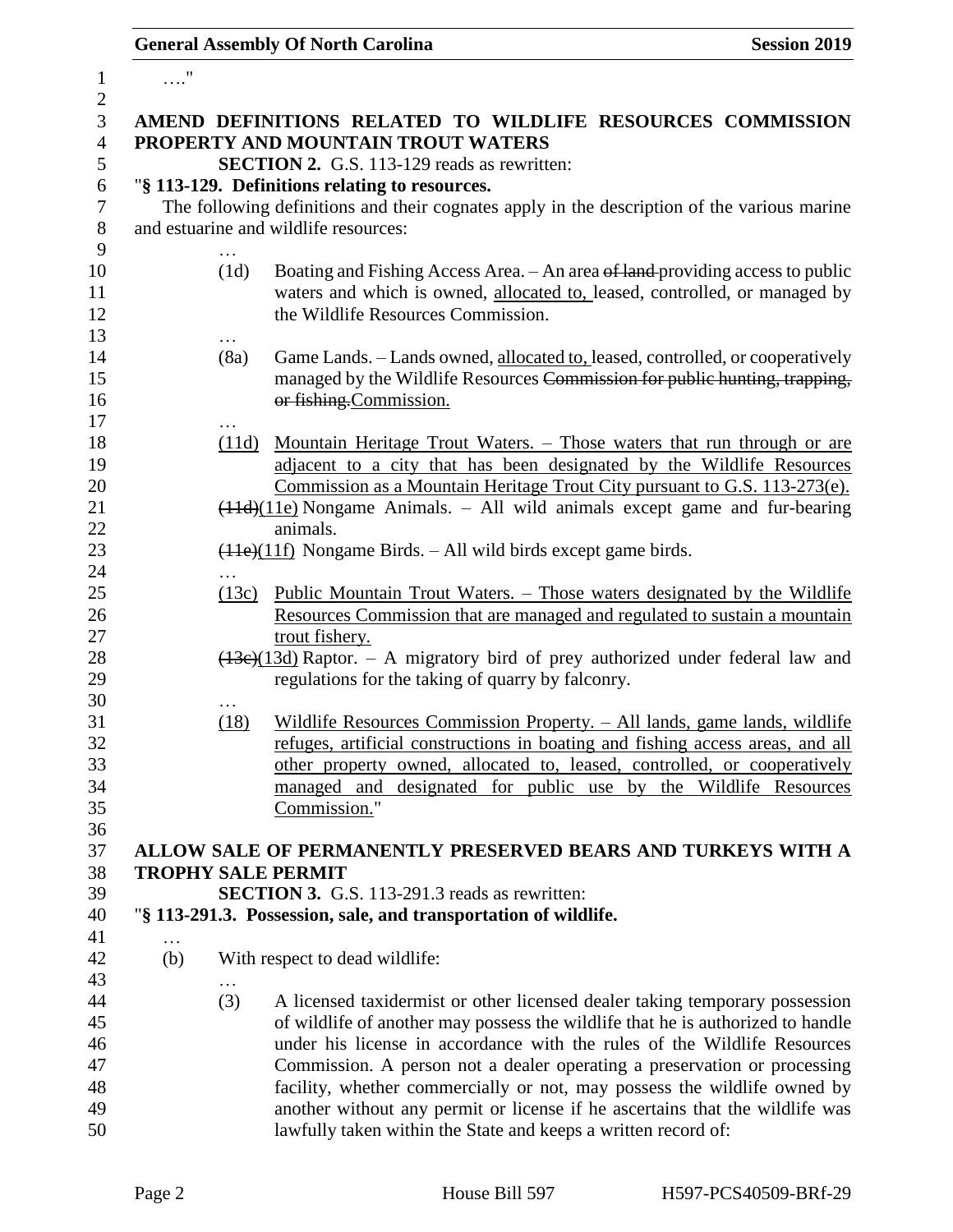…."

**AMEND DEFINITIONS RELATED TO WILDLIFE RESOURCES COMMISSION PROPERTY AND MOUNTAIN TROUT WATERS**

**SECTION 2.** G.S. 113-129 reads as rewritten:

"**§ 113-129. Definitions relating to resources.**

The following definitions and their cognates apply in the description of the various marine and estuarine and wildlife resources:

…

(1d) Boating and Fishing Access Area. – An area ~~of land~~ providing access to public waters and which is owned, allocated to, leased, controlled, or managed by the Wildlife Resources Commission.

…

(8a) Game Lands. – Lands owned, allocated to, leased, controlled, or cooperatively managed by the Wildlife Resources ~~Commission for public hunting, trapping, or fishing.~~Commission.

…

(11d) Mountain Heritage Trout Waters. – Those waters that run through or are adjacent to a city that has been designated by the Wildlife Resources Commission as a Mountain Heritage Trout City pursuant to G.S. 113-273(e).

~~(11d)~~(11e) Nongame Animals. – All wild animals except game and fur-bearing animals.

~~(11e)~~(11f) Nongame Birds. – All wild birds except game birds.

…

(13c) Public Mountain Trout Waters. – Those waters designated by the Wildlife Resources Commission that are managed and regulated to sustain a mountain trout fishery.

~~(13c)~~(13d) Raptor. – A migratory bird of prey authorized under federal law and regulations for the taking of quarry by falconry.

…

(18) Wildlife Resources Commission Property. – All lands, game lands, wildlife refuges, artificial constructions in boating and fishing access areas, and all other property owned, allocated to, leased, controlled, or cooperatively managed and designated for public use by the Wildlife Resources Commission."

**ALLOW SALE OF PERMANENTLY PRESERVED BEARS AND TURKEYS WITH A TROPHY SALE PERMIT**

**SECTION 3.** G.S. 113-291.3 reads as rewritten:

"**§ 113-291.3. Possession, sale, and transportation of wildlife.**

…

(b) With respect to dead wildlife:

…

(3) A licensed taxidermist or other licensed dealer taking temporary possession of wildlife of another may possess the wildlife that he is authorized to handle under his license in accordance with the rules of the Wildlife Resources Commission. A person not a dealer operating a preservation or processing facility, whether commercially or not, may possess the wildlife owned by another without any permit or license if he ascertains that the wildlife was lawfully taken within the State and keeps a written record of: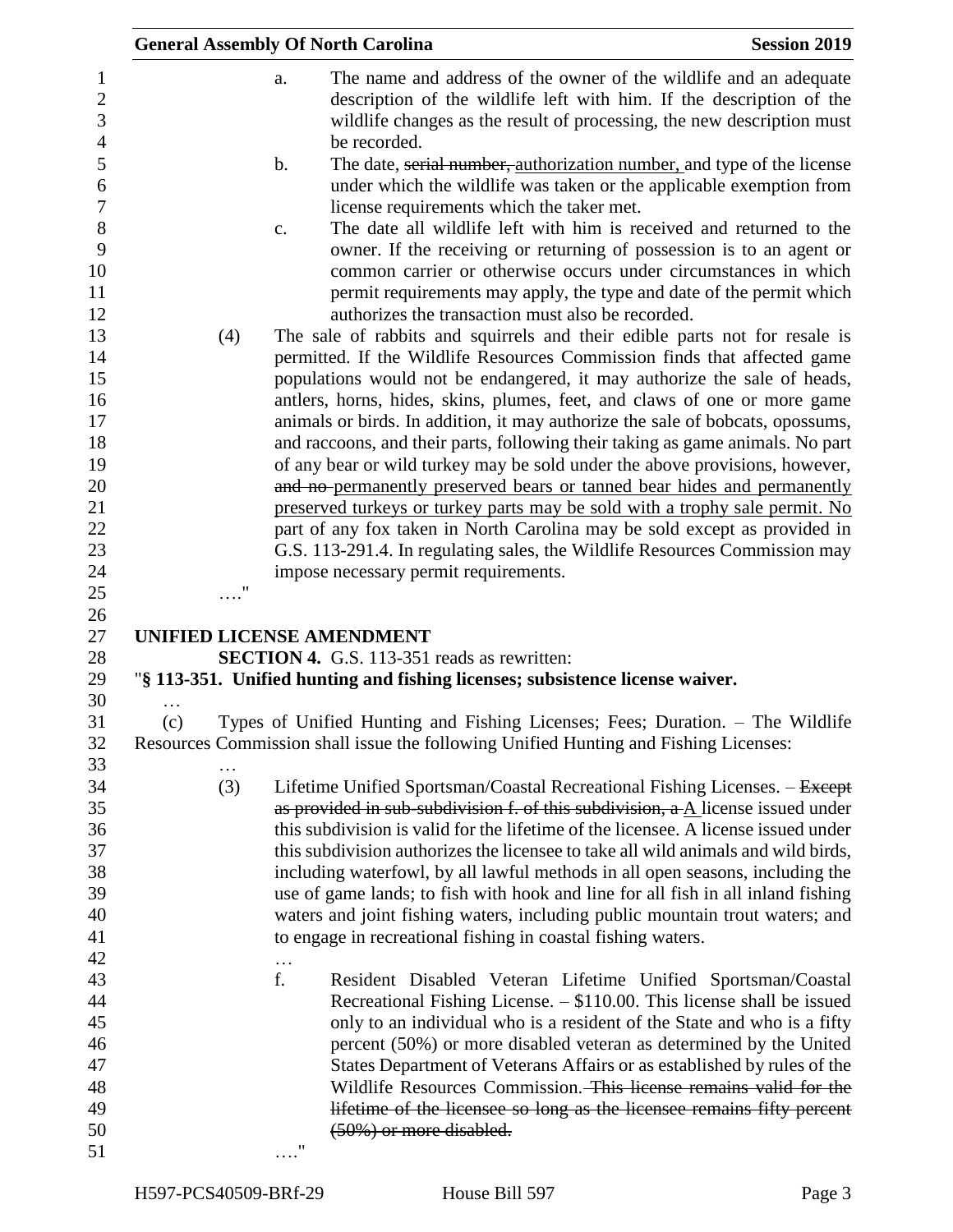a. The name and address of the owner of the wildlife and an adequate description of the wildlife left with him. If the description of the wildlife changes as the result of processing, the new description must be recorded.

b. The date, ~~serial number,~~ <u>authorization number,</u> and type of the license under which the wildlife was taken or the applicable exemption from license requirements which the taker met.

c. The date all wildlife left with him is received and returned to the owner. If the receiving or returning of possession is to an agent or common carrier or otherwise occurs under circumstances in which permit requirements may apply, the type and date of the permit which authorizes the transaction must also be recorded.

(4) The sale of rabbits and squirrels and their edible parts not for resale is permitted. If the Wildlife Resources Commission finds that affected game populations would not be endangered, it may authorize the sale of heads, antlers, horns, hides, skins, plumes, feet, and claws of one or more game animals or birds. In addition, it may authorize the sale of bobcats, opossums, and raccoons, and their parts, following their taking as game animals. No part of any bear or wild turkey may be sold under the above provisions, however, ~~and no~~ <u>permanently preserved bears or tanned bear hides and permanently preserved turkeys or turkey parts may be sold with a trophy sale permit. No</u> part of any fox taken in North Carolina may be sold except as provided in G.S. 113-291.4. In regulating sales, the Wildlife Resources Commission may impose necessary permit requirements.

…."

## UNIFIED LICENSE AMENDMENT

**SECTION 4.** G.S. 113-351 reads as rewritten:

"**§ 113-351. Unified hunting and fishing licenses; subsistence license waiver.**

…

(c) Types of Unified Hunting and Fishing Licenses; Fees; Duration. – The Wildlife Resources Commission shall issue the following Unified Hunting and Fishing Licenses:

…

(3) Lifetime Unified Sportsman/Coastal Recreational Fishing Licenses. – ~~Except as provided in sub-subdivision f. of this subdivision, a~~ <u>A</u> license issued under this subdivision is valid for the lifetime of the licensee. A license issued under this subdivision authorizes the licensee to take all wild animals and wild birds, including waterfowl, by all lawful methods in all open seasons, including the use of game lands; to fish with hook and line for all fish in all inland fishing waters and joint fishing waters, including public mountain trout waters; and to engage in recreational fishing in coastal fishing waters.

…

f. Resident Disabled Veteran Lifetime Unified Sportsman/Coastal Recreational Fishing License. – $110.00. This license shall be issued only to an individual who is a resident of the State and who is a fifty percent (50%) or more disabled veteran as determined by the United States Department of Veterans Affairs or as established by rules of the Wildlife Resources Commission. ~~This license remains valid for the lifetime of the licensee so long as the licensee remains fifty percent (50%) or more disabled.~~

…."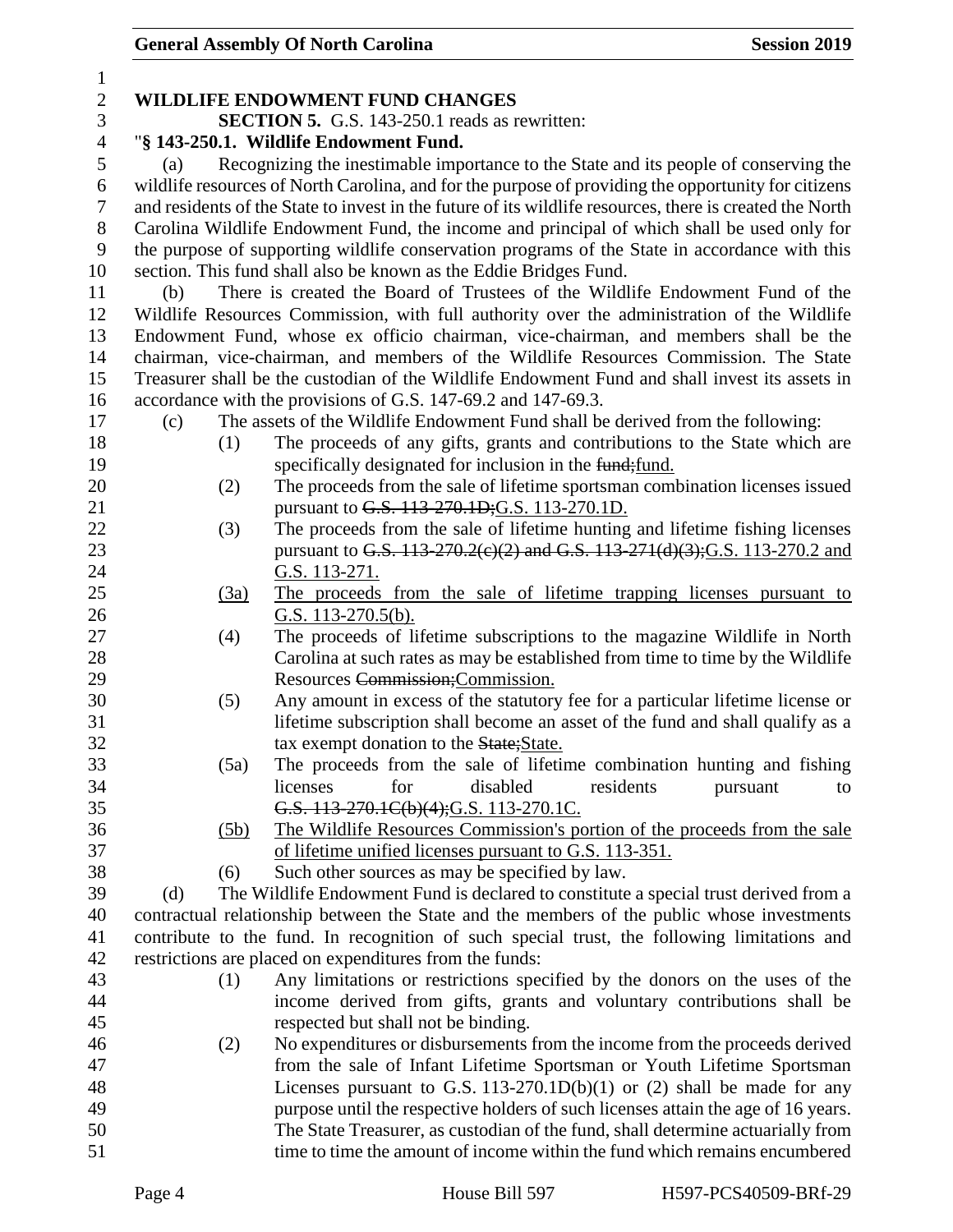**WILDLIFE ENDOWMENT FUND CHANGES**

**SECTION 5.** G.S. 143-250.1 reads as rewritten:

"**§ 143-250.1. Wildlife Endowment Fund.**

(a) Recognizing the inestimable importance to the State and its people of conserving the wildlife resources of North Carolina, and for the purpose of providing the opportunity for citizens and residents of the State to invest in the future of its wildlife resources, there is created the North Carolina Wildlife Endowment Fund, the income and principal of which shall be used only for the purpose of supporting wildlife conservation programs of the State in accordance with this section. This fund shall also be known as the Eddie Bridges Fund.

(b) There is created the Board of Trustees of the Wildlife Endowment Fund of the Wildlife Resources Commission, with full authority over the administration of the Wildlife Endowment Fund, whose ex officio chairman, vice-chairman, and members shall be the chairman, vice-chairman, and members of the Wildlife Resources Commission. The State Treasurer shall be the custodian of the Wildlife Endowment Fund and shall invest its assets in accordance with the provisions of G.S. 147-69.2 and 147-69.3.

(c) The assets of the Wildlife Endowment Fund shall be derived from the following:

(1) The proceeds of any gifts, grants and contributions to the State which are specifically designated for inclusion in the ~~fund;~~fund.

(2) The proceeds from the sale of lifetime sportsman combination licenses issued pursuant to ~~G.S. 113-270.1D;~~G.S. 113-270.1D.

(3) The proceeds from the sale of lifetime hunting and lifetime fishing licenses pursuant to ~~G.S. 113-270.2(c)(2) and G.S. 113-271(d)(3);~~G.S. 113-270.2 and G.S. 113-271.

<u>(3a) The proceeds from the sale of lifetime trapping licenses pursuant to G.S. 113-270.5(b).</u>

(4) The proceeds of lifetime subscriptions to the magazine Wildlife in North Carolina at such rates as may be established from time to time by the Wildlife Resources ~~Commission;~~Commission.

(5) Any amount in excess of the statutory fee for a particular lifetime license or lifetime subscription shall become an asset of the fund and shall qualify as a tax exempt donation to the ~~State;~~State.

(5a) The proceeds from the sale of lifetime combination hunting and fishing licenses for disabled residents pursuant to ~~G.S. 113-270.1C(b)(4);~~G.S. 113-270.1C.

<u>(5b) The Wildlife Resources Commission's portion of the proceeds from the sale of lifetime unified licenses pursuant to G.S. 113-351.</u>

(6) Such other sources as may be specified by law.

(d) The Wildlife Endowment Fund is declared to constitute a special trust derived from a contractual relationship between the State and the members of the public whose investments contribute to the fund. In recognition of such special trust, the following limitations and restrictions are placed on expenditures from the funds:

(1) Any limitations or restrictions specified by the donors on the uses of the income derived from gifts, grants and voluntary contributions shall be respected but shall not be binding.

(2) No expenditures or disbursements from the income from the proceeds derived from the sale of Infant Lifetime Sportsman or Youth Lifetime Sportsman Licenses pursuant to G.S. 113-270.1D(b)(1) or (2) shall be made for any purpose until the respective holders of such licenses attain the age of 16 years. The State Treasurer, as custodian of the fund, shall determine actuarially from time to time the amount of income within the fund which remains encumbered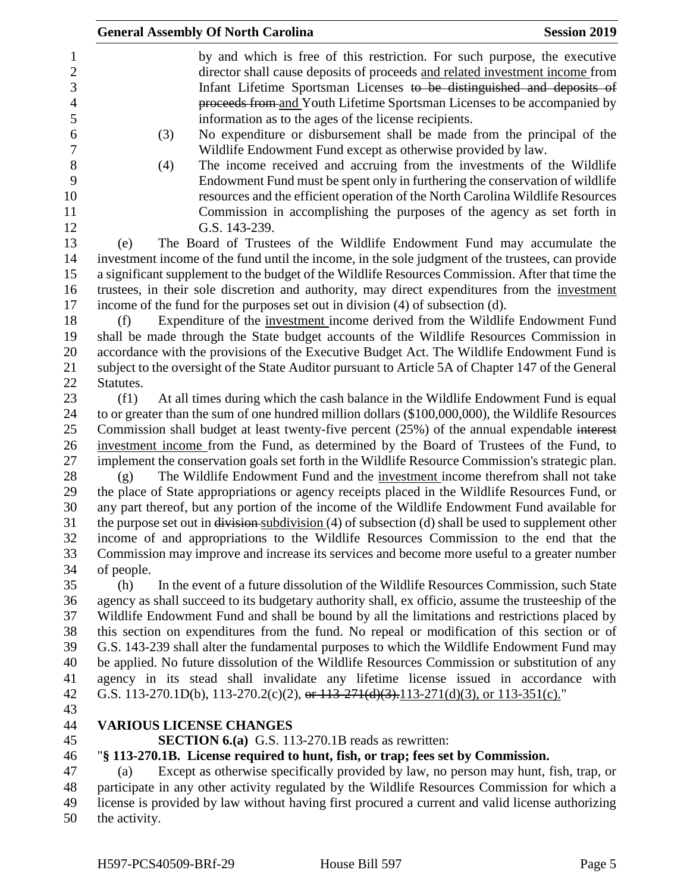by and which is free of this restriction. For such purpose, the executive director shall cause deposits of proceeds and related investment income from Infant Lifetime Sportsman Licenses ~~to be distinguished and deposits of proceeds from~~ and Youth Lifetime Sportsman Licenses to be accompanied by information as to the ages of the license recipients.

(3) No expenditure or disbursement shall be made from the principal of the Wildlife Endowment Fund except as otherwise provided by law.

(4) The income received and accruing from the investments of the Wildlife Endowment Fund must be spent only in furthering the conservation of wildlife resources and the efficient operation of the North Carolina Wildlife Resources Commission in accomplishing the purposes of the agency as set forth in G.S. 143-239.

(e) The Board of Trustees of the Wildlife Endowment Fund may accumulate the investment income of the fund until the income, in the sole judgment of the trustees, can provide a significant supplement to the budget of the Wildlife Resources Commission. After that time the trustees, in their sole discretion and authority, may direct expenditures from the investment income of the fund for the purposes set out in division (4) of subsection (d).

(f) Expenditure of the investment income derived from the Wildlife Endowment Fund shall be made through the State budget accounts of the Wildlife Resources Commission in accordance with the provisions of the Executive Budget Act. The Wildlife Endowment Fund is subject to the oversight of the State Auditor pursuant to Article 5A of Chapter 147 of the General Statutes.

(f1) At all times during which the cash balance in the Wildlife Endowment Fund is equal to or greater than the sum of one hundred million dollars ($100,000,000), the Wildlife Resources Commission shall budget at least twenty-five percent (25%) of the annual expendable ~~interest~~ investment income from the Fund, as determined by the Board of Trustees of the Fund, to implement the conservation goals set forth in the Wildlife Resource Commission's strategic plan.

(g) The Wildlife Endowment Fund and the investment income therefrom shall not take the place of State appropriations or agency receipts placed in the Wildlife Resources Fund, or any part thereof, but any portion of the income of the Wildlife Endowment Fund available for the purpose set out in ~~division~~ subdivision (4) of subsection (d) shall be used to supplement other income of and appropriations to the Wildlife Resources Commission to the end that the Commission may improve and increase its services and become more useful to a greater number of people.

(h) In the event of a future dissolution of the Wildlife Resources Commission, such State agency as shall succeed to its budgetary authority shall, ex officio, assume the trusteeship of the Wildlife Endowment Fund and shall be bound by all the limitations and restrictions placed by this section on expenditures from the fund. No repeal or modification of this section or of G.S. 143-239 shall alter the fundamental purposes to which the Wildlife Endowment Fund may be applied. No future dissolution of the Wildlife Resources Commission or substitution of any agency in its stead shall invalidate any lifetime license issued in accordance with G.S. 113-270.1D(b), 113-270.2(c)(2), ~~or 113-271(d)(3).~~113-271(d)(3), or 113-351(c)."

**VARIOUS LICENSE CHANGES**

**SECTION 6.(a)** G.S. 113-270.1B reads as rewritten:

"**§ 113-270.1B. License required to hunt, fish, or trap; fees set by Commission.**

(a) Except as otherwise specifically provided by law, no person may hunt, fish, trap, or participate in any other activity regulated by the Wildlife Resources Commission for which a license is provided by law without having first procured a current and valid license authorizing the activity.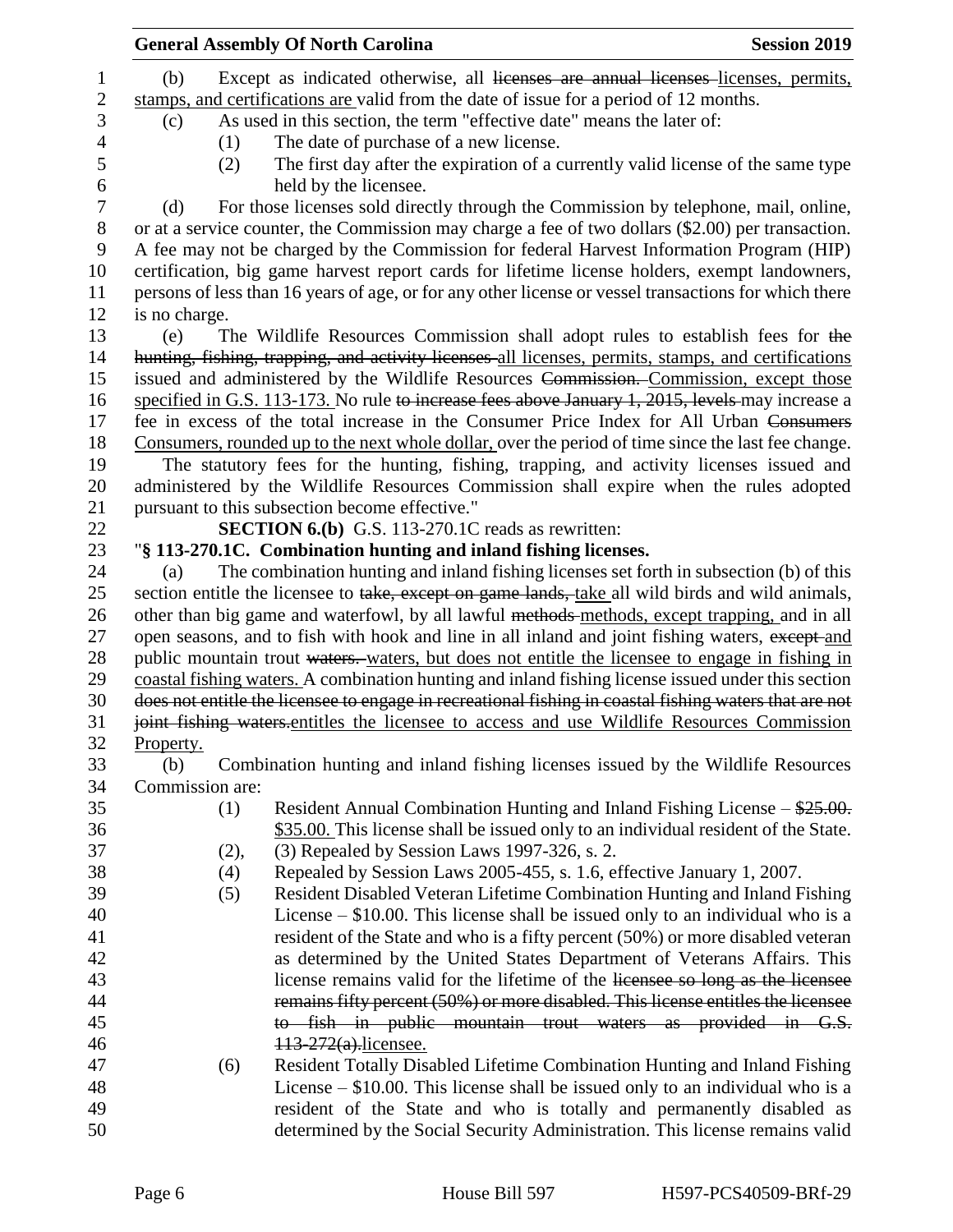(b) Except as indicated otherwise, all ~~licenses are annual licenses~~ licenses, permits, stamps, and certifications are valid from the date of issue for a period of 12 months.

(c) As used in this section, the term "effective date" means the later of:

(1) The date of purchase of a new license.

(2) The first day after the expiration of a currently valid license of the same type held by the licensee.

(d) For those licenses sold directly through the Commission by telephone, mail, online, or at a service counter, the Commission may charge a fee of two dollars ($2.00) per transaction. A fee may not be charged by the Commission for federal Harvest Information Program (HIP) certification, big game harvest report cards for lifetime license holders, exempt landowners, persons of less than 16 years of age, or for any other license or vessel transactions for which there is no charge.

(e) The Wildlife Resources Commission shall adopt rules to establish fees for ~~the hunting, fishing, trapping, and activity licenses~~ all licenses, permits, stamps, and certifications issued and administered by the Wildlife Resources ~~Commission.~~ Commission, except those specified in G.S. 113-173. No rule ~~to increase fees above January 1, 2015, levels~~ may increase a fee in excess of the total increase in the Consumer Price Index for All Urban ~~Consumers~~ Consumers, rounded up to the next whole dollar, over the period of time since the last fee change. The statutory fees for the hunting, fishing, trapping, and activity licenses issued and administered by the Wildlife Resources Commission shall expire when the rules adopted pursuant to this subsection become effective."

**SECTION 6.(b)** G.S. 113-270.1C reads as rewritten:

"**§ 113-270.1C. Combination hunting and inland fishing licenses.**

(a) The combination hunting and inland fishing licenses set forth in subsection (b) of this section entitle the licensee to ~~take, except on game lands,~~ take all wild birds and wild animals, other than big game and waterfowl, by all lawful ~~methods~~ methods, except trapping, and in all open seasons, and to fish with hook and line in all inland and joint fishing waters, ~~except~~ and public mountain trout ~~waters.~~ waters, but does not entitle the licensee to engage in fishing in coastal fishing waters. A combination hunting and inland fishing license issued under this section ~~does not entitle the licensee to engage in recreational fishing in coastal fishing waters that are not joint fishing waters.~~ entitles the licensee to access and use Wildlife Resources Commission Property.

(b) Combination hunting and inland fishing licenses issued by the Wildlife Resources Commission are:

(1) Resident Annual Combination Hunting and Inland Fishing License – ~~$25.00.~~ $35.00. This license shall be issued only to an individual resident of the State.

(2), (3) Repealed by Session Laws 1997-326, s. 2.

(4) Repealed by Session Laws 2005-455, s. 1.6, effective January 1, 2007.

(5) Resident Disabled Veteran Lifetime Combination Hunting and Inland Fishing License – $10.00. This license shall be issued only to an individual who is a resident of the State and who is a fifty percent (50%) or more disabled veteran as determined by the United States Department of Veterans Affairs. This license remains valid for the lifetime of the ~~licensee so long as the licensee remains fifty percent (50%) or more disabled. This license entitles the licensee to fish in public mountain trout waters as provided in G.S. 113-272(a).~~ licensee.

(6) Resident Totally Disabled Lifetime Combination Hunting and Inland Fishing License – $10.00. This license shall be issued only to an individual who is a resident of the State and who is totally and permanently disabled as determined by the Social Security Administration. This license remains valid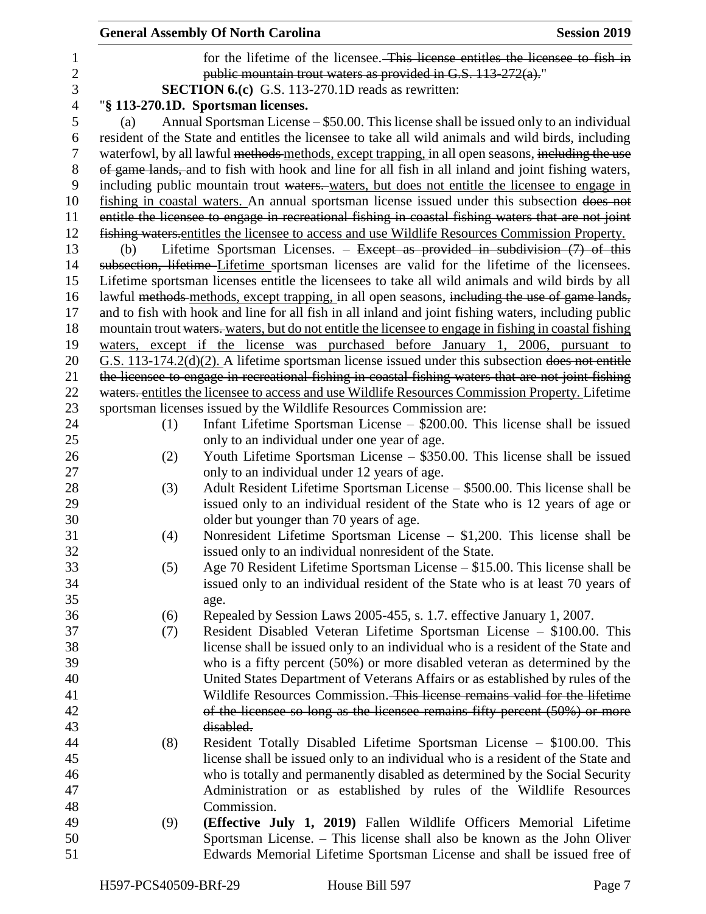for the lifetime of the licensee. ~~This license entitles the licensee to fish in public mountain trout waters as provided in G.S. 113-272(a).~~"

**SECTION 6.(c)** G.S. 113-270.1D reads as rewritten:

"**§ 113-270.1D. Sportsman licenses.**

(a) Annual Sportsman License – $50.00. This license shall be issued only to an individual resident of the State and entitles the licensee to take all wild animals and wild birds, including waterfowl, by all lawful ~~methods~~ methods, except trapping, in all open seasons, ~~including the use of game lands,~~ and to fish with hook and line for all fish in all inland and joint fishing waters, including public mountain trout ~~waters.~~ waters, but does not entitle the licensee to engage in fishing in coastal waters. An annual sportsman license issued under this subsection ~~does not entitle the licensee to engage in recreational fishing in coastal fishing waters that are not joint fishing waters.~~entitles the licensee to access and use Wildlife Resources Commission Property.

(b) Lifetime Sportsman Licenses. – ~~Except as provided in subdivision (7) of this subsection, lifetime~~ Lifetime sportsman licenses are valid for the lifetime of the licensees. Lifetime sportsman licenses entitle the licensees to take all wild animals and wild birds by all lawful ~~methods~~ methods, except trapping, in all open seasons, ~~including the use of game lands,~~ and to fish with hook and line for all fish in all inland and joint fishing waters, including public mountain trout ~~waters.~~ waters, but do not entitle the licensee to engage in fishing in coastal fishing waters, except if the license was purchased before January 1, 2006, pursuant to G.S. 113-174.2(d)(2). A lifetime sportsman license issued under this subsection ~~does not entitle the licensee to engage in recreational fishing in coastal fishing waters that are not joint fishing waters.~~ entitles the licensee to access and use Wildlife Resources Commission Property. Lifetime sportsman licenses issued by the Wildlife Resources Commission are:

(1) Infant Lifetime Sportsman License – $200.00. This license shall be issued only to an individual under one year of age.

(2) Youth Lifetime Sportsman License – $350.00. This license shall be issued only to an individual under 12 years of age.

(3) Adult Resident Lifetime Sportsman License – $500.00. This license shall be issued only to an individual resident of the State who is 12 years of age or older but younger than 70 years of age.

(4) Nonresident Lifetime Sportsman License – $1,200. This license shall be issued only to an individual nonresident of the State.

(5) Age 70 Resident Lifetime Sportsman License – $15.00. This license shall be issued only to an individual resident of the State who is at least 70 years of age.

(6) Repealed by Session Laws 2005-455, s. 1.7. effective January 1, 2007.

(7) Resident Disabled Veteran Lifetime Sportsman License – $100.00. This license shall be issued only to an individual who is a resident of the State and who is a fifty percent (50%) or more disabled veteran as determined by the United States Department of Veterans Affairs or as established by rules of the Wildlife Resources Commission. ~~This license remains valid for the lifetime of the licensee so long as the licensee remains fifty percent (50%) or more disabled.~~

(8) Resident Totally Disabled Lifetime Sportsman License – $100.00. This license shall be issued only to an individual who is a resident of the State and who is totally and permanently disabled as determined by the Social Security Administration or as established by rules of the Wildlife Resources Commission.

(9) **(Effective July 1, 2019)** Fallen Wildlife Officers Memorial Lifetime Sportsman License. – This license shall also be known as the John Oliver Edwards Memorial Lifetime Sportsman License and shall be issued free of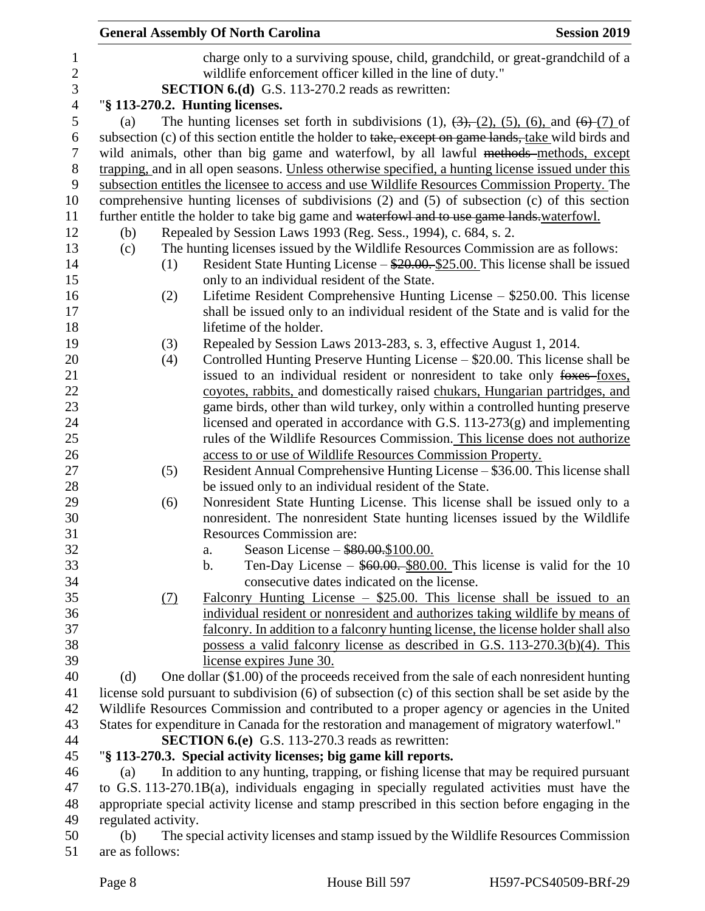charge only to a surviving spouse, child, grandchild, or great-grandchild of a wildlife enforcement officer killed in the line of duty."

**SECTION 6.(d)** G.S. 113-270.2 reads as rewritten:

"**§ 113-270.2. Hunting licenses.**

(a) The hunting licenses set forth in subdivisions (1), ~~(3),~~ (2), (5), (6), and ~~(6)~~ (7) of subsection (c) of this section entitle the holder to ~~take, except on game lands,~~ take wild birds and wild animals, other than big game and waterfowl, by all lawful ~~methods~~ methods, except trapping, and in all open seasons. Unless otherwise specified, a hunting license issued under this subsection entitles the licensee to access and use Wildlife Resources Commission Property. The comprehensive hunting licenses of subdivisions (2) and (5) of subsection (c) of this section further entitle the holder to take big game and ~~waterfowl and to use game lands.~~waterfowl.

(b) Repealed by Session Laws 1993 (Reg. Sess., 1994), c. 684, s. 2.

(c) The hunting licenses issued by the Wildlife Resources Commission are as follows:

(1) Resident State Hunting License – ~~$20.00.~~ $25.00. This license shall be issued only to an individual resident of the State.

(2) Lifetime Resident Comprehensive Hunting License – $250.00. This license shall be issued only to an individual resident of the State and is valid for the lifetime of the holder.

(3) Repealed by Session Laws 2013-283, s. 3, effective August 1, 2014.

(4) Controlled Hunting Preserve Hunting License – $20.00. This license shall be issued to an individual resident or nonresident to take only ~~foxes~~ foxes, coyotes, rabbits, and domestically raised chukars, Hungarian partridges, and game birds, other than wild turkey, only within a controlled hunting preserve licensed and operated in accordance with G.S. 113-273(g) and implementing rules of the Wildlife Resources Commission. This license does not authorize access to or use of Wildlife Resources Commission Property.

(5) Resident Annual Comprehensive Hunting License – $36.00. This license shall be issued only to an individual resident of the State.

(6) Nonresident State Hunting License. This license shall be issued only to a nonresident. The nonresident State hunting licenses issued by the Wildlife Resources Commission are:

a. Season License – ~~$80.00.~~$100.00.

b. Ten-Day License – ~~$60.00.~~ $80.00. This license is valid for the 10 consecutive dates indicated on the license.

(7) Falconry Hunting License – $25.00. This license shall be issued to an individual resident or nonresident and authorizes taking wildlife by means of falconry. In addition to a falconry hunting license, the license holder shall also possess a valid falconry license as described in G.S. 113-270.3(b)(4). This license expires June 30.

(d) One dollar ($1.00) of the proceeds received from the sale of each nonresident hunting license sold pursuant to subdivision (6) of subsection (c) of this section shall be set aside by the Wildlife Resources Commission and contributed to a proper agency or agencies in the United States for expenditure in Canada for the restoration and management of migratory waterfowl."

**SECTION 6.(e)** G.S. 113-270.3 reads as rewritten:

"**§ 113-270.3. Special activity licenses; big game kill reports.**

(a) In addition to any hunting, trapping, or fishing license that may be required pursuant to G.S. 113-270.1B(a), individuals engaging in specially regulated activities must have the appropriate special activity license and stamp prescribed in this section before engaging in the regulated activity.

(b) The special activity licenses and stamp issued by the Wildlife Resources Commission are as follows: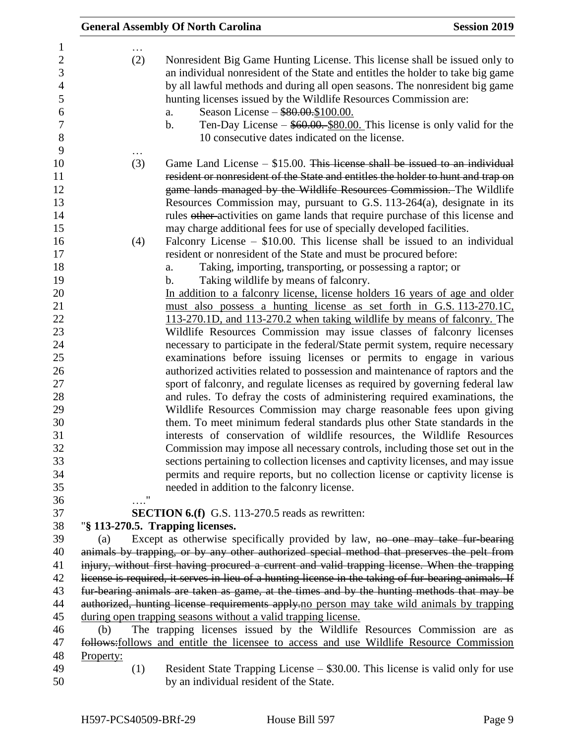…

(2) Nonresident Big Game Hunting License. This license shall be issued only to an individual nonresident of the State and entitles the holder to take big game by all lawful methods and during all open seasons. The nonresident big game hunting licenses issued by the Wildlife Resources Commission are:

a. Season License – ~~$80.00.~~$100.00.

b. Ten-Day License – ~~$60.00.~~ $80.00. This license is only valid for the 10 consecutive dates indicated on the license.

…

(3) Game Land License – $15.00. ~~This license shall be issued to an individual resident or nonresident of the State and entitles the holder to hunt and trap on game lands managed by the Wildlife Resources Commission.~~ The Wildlife Resources Commission may, pursuant to G.S. 113-264(a), designate in its rules ~~other~~ activities on game lands that require purchase of this license and may charge additional fees for use of specially developed facilities.

(4) Falconry License – $10.00. This license shall be issued to an individual resident or nonresident of the State and must be procured before:

a. Taking, importing, transporting, or possessing a raptor; or

b. Taking wildlife by means of falconry.

In addition to a falconry license, license holders 16 years of age and older must also possess a hunting license as set forth in G.S. 113-270.1C, 113-270.1D, and 113-270.2 when taking wildlife by means of falconry. The Wildlife Resources Commission may issue classes of falconry licenses necessary to participate in the federal/State permit system, require necessary examinations before issuing licenses or permits to engage in various authorized activities related to possession and maintenance of raptors and the sport of falconry, and regulate licenses as required by governing federal law and rules. To defray the costs of administering required examinations, the Wildlife Resources Commission may charge reasonable fees upon giving them. To meet minimum federal standards plus other State standards in the interests of conservation of wildlife resources, the Wildlife Resources Commission may impose all necessary controls, including those set out in the sections pertaining to collection licenses and captivity licenses, and may issue permits and require reports, but no collection license or captivity license is needed in addition to the falconry license.

…."

**SECTION 6.(f)** G.S. 113-270.5 reads as rewritten:

"**§ 113-270.5. Trapping licenses.**

(a) Except as otherwise specifically provided by law, ~~no one may take fur-bearing animals by trapping, or by any other authorized special method that preserves the pelt from injury, without first having procured a current and valid trapping license. When the trapping license is required, it serves in lieu of a hunting license in the taking of fur-bearing animals. If fur-bearing animals are taken as game, at the times and by the hunting methods that may be authorized, hunting license requirements apply.~~no person may take wild animals by trapping during open trapping seasons without a valid trapping license.

(b) The trapping licenses issued by the Wildlife Resources Commission are as ~~follows:~~follows and entitle the licensee to access and use Wildlife Resource Commission Property:

(1) Resident State Trapping License – $30.00. This license is valid only for use by an individual resident of the State.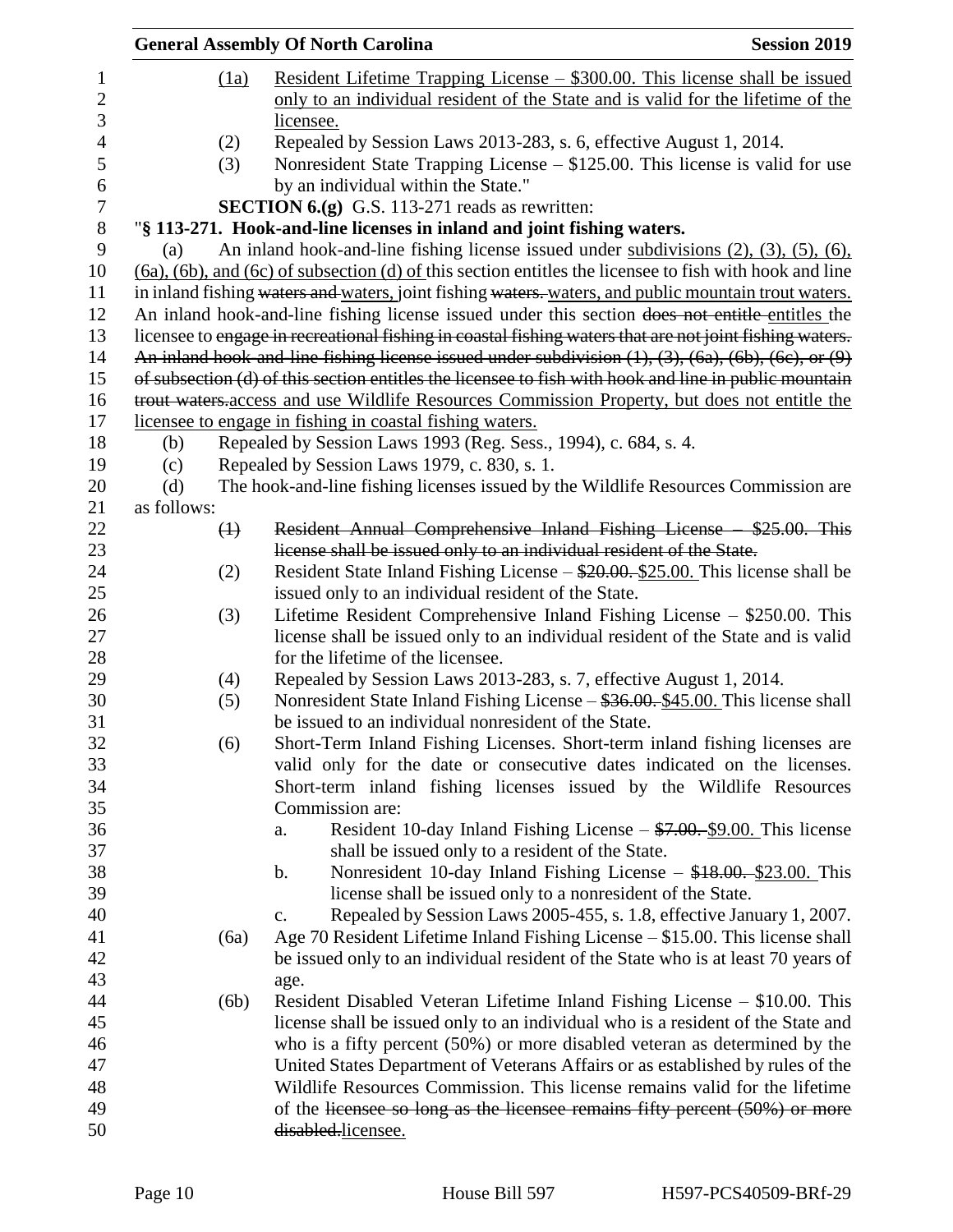(1a) Resident Lifetime Trapping License – \$300.00. This license shall be issued only to an individual resident of the State and is valid for the lifetime of the licensee.

(2) Repealed by Session Laws 2013-283, s. 6, effective August 1, 2014.

(3) Nonresident State Trapping License – \$125.00. This license is valid for use by an individual within the State."

**SECTION 6.(g)** G.S. 113-271 reads as rewritten:

"**§ 113-271. Hook-and-line licenses in inland and joint fishing waters.**

(a) An inland hook-and-line fishing license issued under subdivisions (2), (3), (5), (6), (6a), (6b), and (6c) of subsection (d) of this section entitles the licensee to fish with hook and line in inland fishing ~~waters and~~ waters, joint fishing ~~waters.~~ waters, and public mountain trout waters. An inland hook-and-line fishing license issued under this section ~~does not entitle~~ entitles the licensee to ~~engage in recreational fishing in coastal fishing waters that are not joint fishing waters. An inland hook-and-line fishing license issued under subdivision (1), (3), (6a), (6b), (6c), or (9) of subsection (d) of this section entitles the licensee to fish with hook and line in public mountain trout waters.~~ access and use Wildlife Resources Commission Property, but does not entitle the licensee to engage in fishing in coastal fishing waters.

(b) Repealed by Session Laws 1993 (Reg. Sess., 1994), c. 684, s. 4.

(c) Repealed by Session Laws 1979, c. 830, s. 1.

(d) The hook-and-line fishing licenses issued by the Wildlife Resources Commission are as follows:

~~(1) Resident Annual Comprehensive Inland Fishing License – \$25.00. This license shall be issued only to an individual resident of the State.~~

(2) Resident State Inland Fishing License – ~~\$20.00.~~ \$25.00. This license shall be issued only to an individual resident of the State.

(3) Lifetime Resident Comprehensive Inland Fishing License – \$250.00. This license shall be issued only to an individual resident of the State and is valid for the lifetime of the licensee.

(4) Repealed by Session Laws 2013-283, s. 7, effective August 1, 2014.

(5) Nonresident State Inland Fishing License – ~~\$36.00.~~ \$45.00. This license shall be issued to an individual nonresident of the State.

(6) Short-Term Inland Fishing Licenses. Short-term inland fishing licenses are valid only for the date or consecutive dates indicated on the licenses. Short-term inland fishing licenses issued by the Wildlife Resources Commission are:

a. Resident 10-day Inland Fishing License – ~~\$7.00.~~ \$9.00. This license shall be issued only to a resident of the State.

b. Nonresident 10-day Inland Fishing License – ~~\$18.00.~~ \$23.00. This license shall be issued only to a nonresident of the State.

c. Repealed by Session Laws 2005-455, s. 1.8, effective January 1, 2007.

(6a) Age 70 Resident Lifetime Inland Fishing License – \$15.00. This license shall be issued only to an individual resident of the State who is at least 70 years of age.

(6b) Resident Disabled Veteran Lifetime Inland Fishing License – \$10.00. This license shall be issued only to an individual who is a resident of the State and who is a fifty percent (50%) or more disabled veteran as determined by the United States Department of Veterans Affairs or as established by rules of the Wildlife Resources Commission. This license remains valid for the lifetime of the ~~licensee so long as the licensee remains fifty percent (50%) or more disabled.~~ licensee.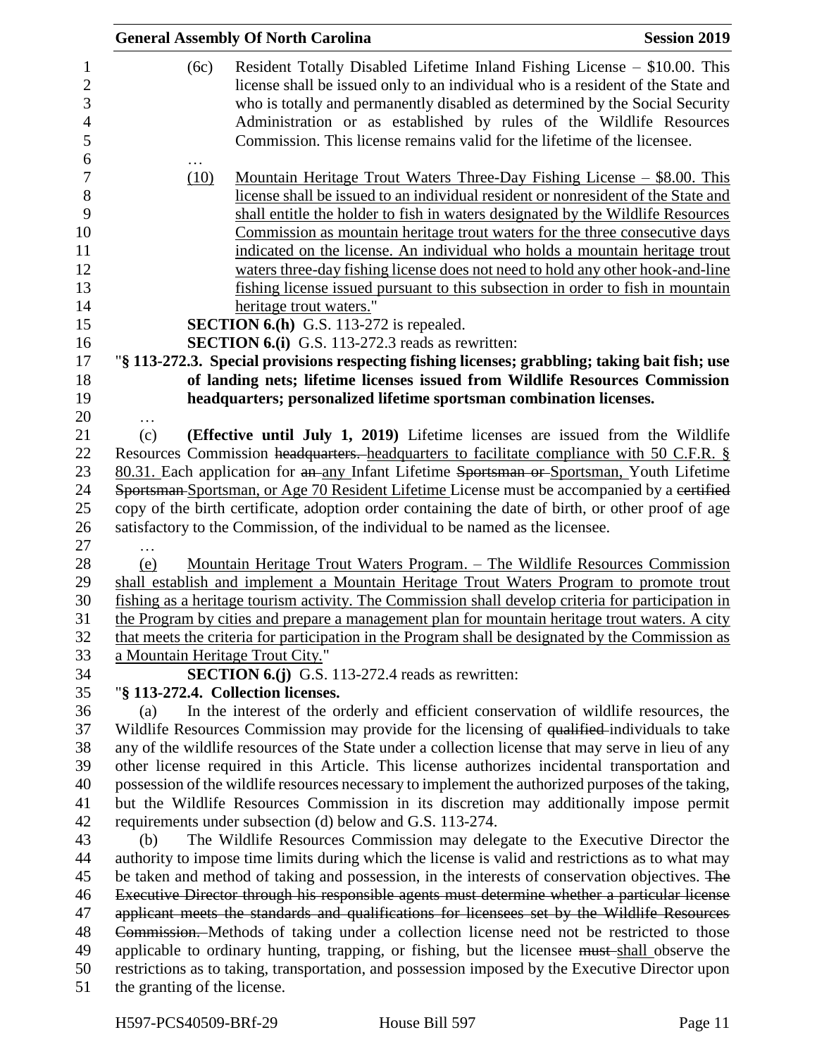(6c) Resident Totally Disabled Lifetime Inland Fishing License – $10.00. This license shall be issued only to an individual who is a resident of the State and who is totally and permanently disabled as determined by the Social Security Administration or as established by rules of the Wildlife Resources Commission. This license remains valid for the lifetime of the licensee.

…

(10) Mountain Heritage Trout Waters Three-Day Fishing License – $8.00. This license shall be issued to an individual resident or nonresident of the State and shall entitle the holder to fish in waters designated by the Wildlife Resources Commission as mountain heritage trout waters for the three consecutive days indicated on the license. An individual who holds a mountain heritage trout waters three-day fishing license does not need to hold any other hook-and-line fishing license issued pursuant to this subsection in order to fish in mountain heritage trout waters."

**SECTION 6.(h)** G.S. 113-272 is repealed.

**SECTION 6.(i)** G.S. 113-272.3 reads as rewritten:

"**§ 113-272.3. Special provisions respecting fishing licenses; grabbling; taking bait fish; use of landing nets; lifetime licenses issued from Wildlife Resources Commission headquarters; personalized lifetime sportsman combination licenses.**

…

(c) **(Effective until July 1, 2019)** Lifetime licenses are issued from the Wildlife Resources Commission ~~headquarters.~~ headquarters to facilitate compliance with 50 C.F.R. § 80.31. Each application for ~~an~~ any Infant Lifetime ~~Sportsman or~~ Sportsman, Youth Lifetime ~~Sportsman~~ Sportsman, or Age 70 Resident Lifetime License must be accompanied by a ~~certified~~ copy of the birth certificate, adoption order containing the date of birth, or other proof of age satisfactory to the Commission, of the individual to be named as the licensee.

…

(e) Mountain Heritage Trout Waters Program. – The Wildlife Resources Commission shall establish and implement a Mountain Heritage Trout Waters Program to promote trout fishing as a heritage tourism activity. The Commission shall develop criteria for participation in the Program by cities and prepare a management plan for mountain heritage trout waters. A city that meets the criteria for participation in the Program shall be designated by the Commission as a Mountain Heritage Trout City."

**SECTION 6.(j)** G.S. 113-272.4 reads as rewritten:

"**§ 113-272.4. Collection licenses.**

(a) In the interest of the orderly and efficient conservation of wildlife resources, the Wildlife Resources Commission may provide for the licensing of ~~qualified~~ individuals to take any of the wildlife resources of the State under a collection license that may serve in lieu of any other license required in this Article. This license authorizes incidental transportation and possession of the wildlife resources necessary to implement the authorized purposes of the taking, but the Wildlife Resources Commission in its discretion may additionally impose permit requirements under subsection (d) below and G.S. 113-274.

(b) The Wildlife Resources Commission may delegate to the Executive Director the authority to impose time limits during which the license is valid and restrictions as to what may be taken and method of taking and possession, in the interests of conservation objectives. ~~The Executive Director through his responsible agents must determine whether a particular license applicant meets the standards and qualifications for licensees set by the Wildlife Resources Commission.~~ Methods of taking under a collection license need not be restricted to those applicable to ordinary hunting, trapping, or fishing, but the licensee ~~must~~ shall observe the restrictions as to taking, transportation, and possession imposed by the Executive Director upon the granting of the license.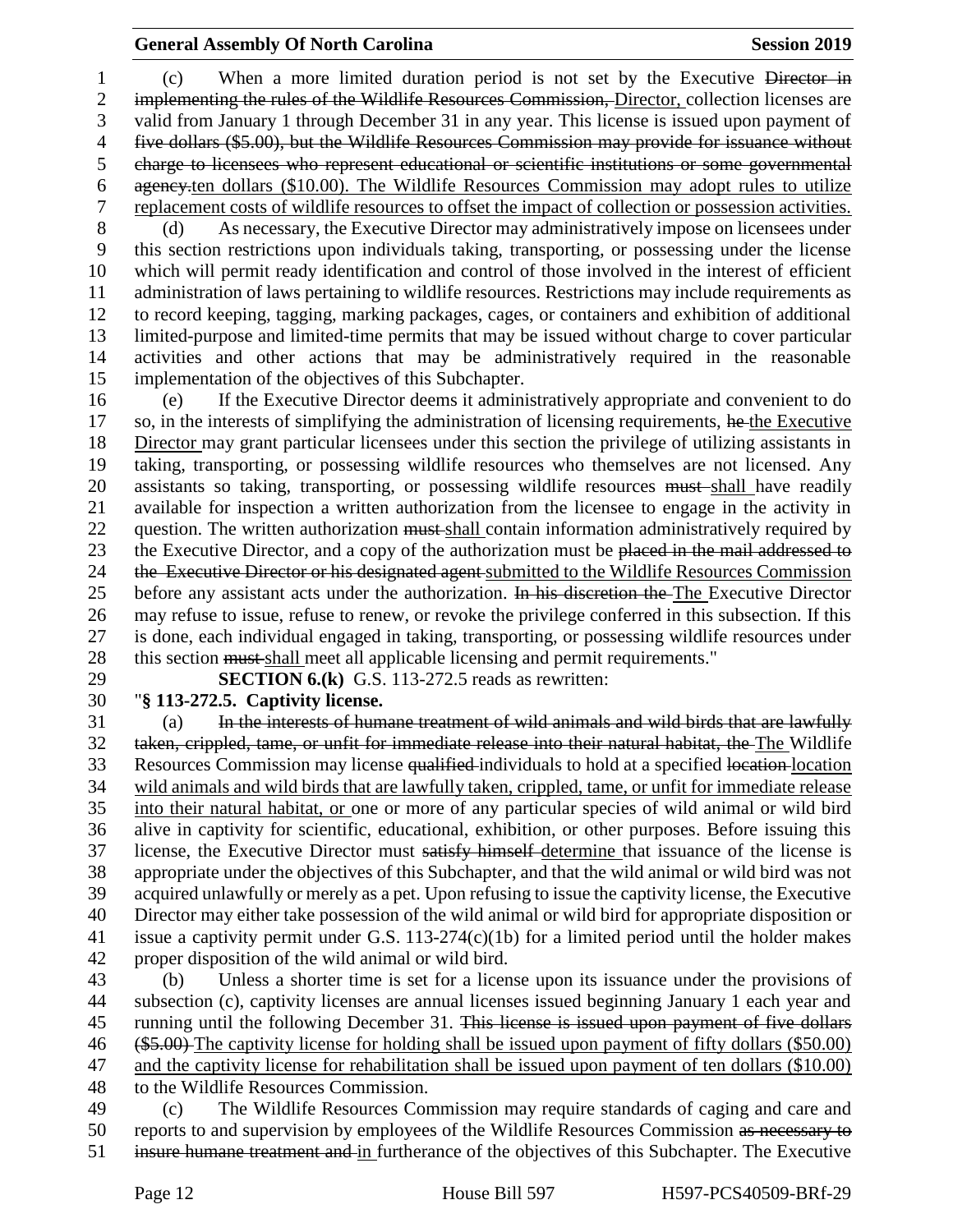(c) When a more limited duration period is not set by the Executive ~~Director in implementing the rules of the Wildlife Resources Commission,~~ Director, collection licenses are valid from January 1 through December 31 in any year. This license is issued upon payment of ~~five dollars ($5.00), but the Wildlife Resources Commission may provide for issuance without charge to licensees who represent educational or scientific institutions or some governmental agency.~~ten dollars ($10.00). The Wildlife Resources Commission may adopt rules to utilize replacement costs of wildlife resources to offset the impact of collection or possession activities.

(d) As necessary, the Executive Director may administratively impose on licensees under this section restrictions upon individuals taking, transporting, or possessing under the license which will permit ready identification and control of those involved in the interest of efficient administration of laws pertaining to wildlife resources. Restrictions may include requirements as to record keeping, tagging, marking packages, cages, or containers and exhibition of additional limited-purpose and limited-time permits that may be issued without charge to cover particular activities and other actions that may be administratively required in the reasonable implementation of the objectives of this Subchapter.

(e) If the Executive Director deems it administratively appropriate and convenient to do so, in the interests of simplifying the administration of licensing requirements, ~~he~~ the Executive Director may grant particular licensees under this section the privilege of utilizing assistants in taking, transporting, or possessing wildlife resources who themselves are not licensed. Any assistants so taking, transporting, or possessing wildlife resources ~~must~~ shall have readily available for inspection a written authorization from the licensee to engage in the activity in question. The written authorization ~~must~~ shall contain information administratively required by the Executive Director, and a copy of the authorization must be ~~placed in the mail addressed to the Executive Director or his designated agent~~ submitted to the Wildlife Resources Commission before any assistant acts under the authorization. ~~In his discretion the~~ The Executive Director may refuse to issue, refuse to renew, or revoke the privilege conferred in this subsection. If this is done, each individual engaged in taking, transporting, or possessing wildlife resources under this section ~~must~~ shall meet all applicable licensing and permit requirements."

**SECTION 6.(k)** G.S. 113-272.5 reads as rewritten:

"**§ 113-272.5. Captivity license.**

(a) ~~In the interests of humane treatment of wild animals and wild birds that are lawfully taken, crippled, tame, or unfit for immediate release into their natural habitat, the~~ The Wildlife Resources Commission may license ~~qualified~~ individuals to hold at a specified ~~location~~ location wild animals and wild birds that are lawfully taken, crippled, tame, or unfit for immediate release into their natural habitat, or one or more of any particular species of wild animal or wild bird alive in captivity for scientific, educational, exhibition, or other purposes. Before issuing this license, the Executive Director must ~~satisfy himself~~ determine that issuance of the license is appropriate under the objectives of this Subchapter, and that the wild animal or wild bird was not acquired unlawfully or merely as a pet. Upon refusing to issue the captivity license, the Executive Director may either take possession of the wild animal or wild bird for appropriate disposition or issue a captivity permit under G.S. 113-274(c)(1b) for a limited period until the holder makes proper disposition of the wild animal or wild bird.

(b) Unless a shorter time is set for a license upon its issuance under the provisions of subsection (c), captivity licenses are annual licenses issued beginning January 1 each year and running until the following December 31. ~~This license is issued upon payment of five dollars ($5.00)~~ The captivity license for holding shall be issued upon payment of fifty dollars ($50.00) and the captivity license for rehabilitation shall be issued upon payment of ten dollars ($10.00) to the Wildlife Resources Commission.

(c) The Wildlife Resources Commission may require standards of caging and care and reports to and supervision by employees of the Wildlife Resources Commission ~~as necessary to insure humane treatment and~~ in furtherance of the objectives of this Subchapter. The Executive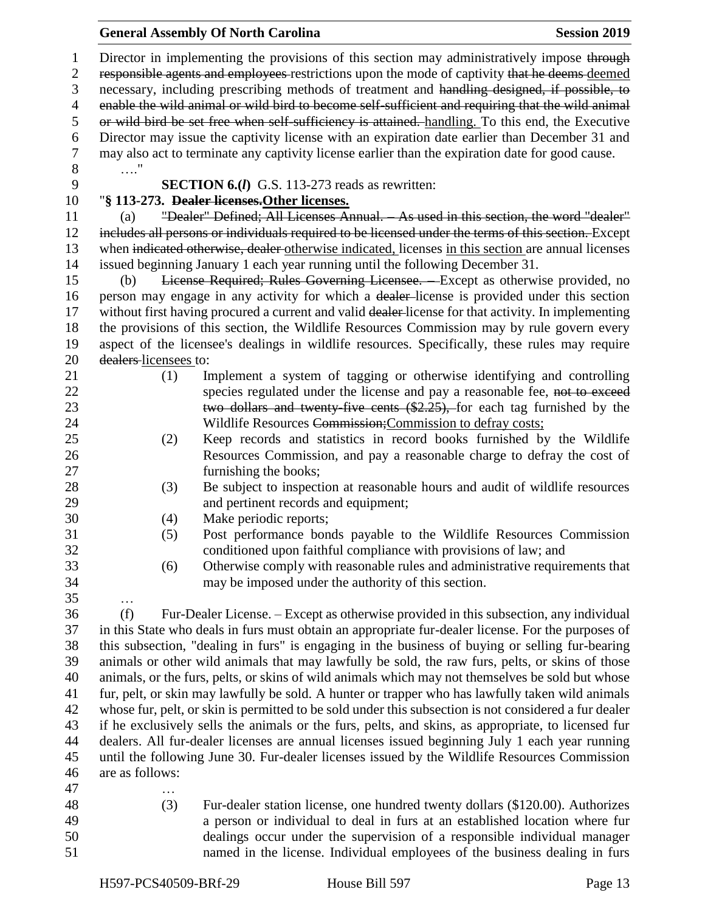Director in implementing the provisions of this section may administratively impose ~~through responsible agents and employees~~ restrictions upon the mode of captivity ~~that he deems~~ deemed necessary, including prescribing methods of treatment and ~~handling designed, if possible, to enable the wild animal or wild bird to become self-sufficient and requiring that the wild animal or wild bird be set free when self-sufficiency is attained.~~ handling. To this end, the Executive Director may issue the captivity license with an expiration date earlier than December 31 and may also act to terminate any captivity license earlier than the expiration date for good cause.

…."

**SECTION 6.(*l*)** G.S. 113-273 reads as rewritten:

"**§ 113-273. ~~Dealer licenses.~~Other licenses.**

(a) ~~"Dealer" Defined; All Licenses Annual. – As used in this section, the word "dealer" includes all persons or individuals required to be licensed under the terms of this section.~~ Except when ~~indicated otherwise, dealer~~ otherwise indicated, licenses in this section are annual licenses issued beginning January 1 each year running until the following December 31.

(b) ~~License Required; Rules Governing Licensee. –~~ Except as otherwise provided, no person may engage in any activity for which a ~~dealer~~ license is provided under this section without first having procured a current and valid ~~dealer~~ license for that activity. In implementing the provisions of this section, the Wildlife Resources Commission may by rule govern every aspect of the licensee's dealings in wildlife resources. Specifically, these rules may require ~~dealers~~ licensees to:

(1) Implement a system of tagging or otherwise identifying and controlling species regulated under the license and pay a reasonable fee, ~~not to exceed two dollars and twenty-five cents ($2.25),~~ for each tag furnished by the Wildlife Resources ~~Commission;~~Commission to defray costs;

(2) Keep records and statistics in record books furnished by the Wildlife Resources Commission, and pay a reasonable charge to defray the cost of furnishing the books;

(3) Be subject to inspection at reasonable hours and audit of wildlife resources and pertinent records and equipment;

(4) Make periodic reports;

(5) Post performance bonds payable to the Wildlife Resources Commission conditioned upon faithful compliance with provisions of law; and

(6) Otherwise comply with reasonable rules and administrative requirements that may be imposed under the authority of this section.

…

(f) Fur-Dealer License. – Except as otherwise provided in this subsection, any individual in this State who deals in furs must obtain an appropriate fur-dealer license. For the purposes of this subsection, "dealing in furs" is engaging in the business of buying or selling fur-bearing animals or other wild animals that may lawfully be sold, the raw furs, pelts, or skins of those animals, or the furs, pelts, or skins of wild animals which may not themselves be sold but whose fur, pelt, or skin may lawfully be sold. A hunter or trapper who has lawfully taken wild animals whose fur, pelt, or skin is permitted to be sold under this subsection is not considered a fur dealer if he exclusively sells the animals or the furs, pelts, and skins, as appropriate, to licensed fur dealers. All fur-dealer licenses are annual licenses issued beginning July 1 each year running until the following June 30. Fur-dealer licenses issued by the Wildlife Resources Commission are as follows:

…

(3) Fur-dealer station license, one hundred twenty dollars ($120.00). Authorizes a person or individual to deal in furs at an established location where fur dealings occur under the supervision of a responsible individual manager named in the license. Individual employees of the business dealing in furs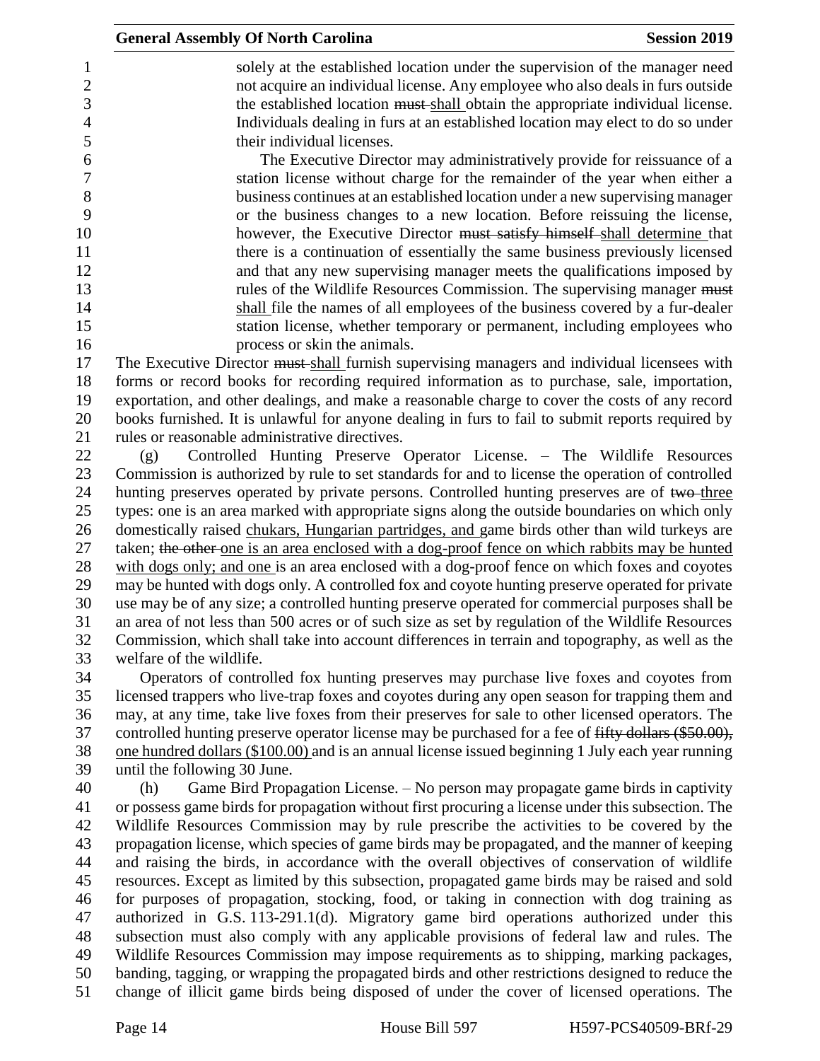solely at the established location under the supervision of the manager need not acquire an individual license. Any employee who also deals in furs outside the established location ~~must~~ shall obtain the appropriate individual license. Individuals dealing in furs at an established location may elect to do so under their individual licenses.

The Executive Director may administratively provide for reissuance of a station license without charge for the remainder of the year when either a business continues at an established location under a new supervising manager or the business changes to a new location. Before reissuing the license, however, the Executive Director ~~must satisfy himself~~ shall determine that there is a continuation of essentially the same business previously licensed and that any new supervising manager meets the qualifications imposed by rules of the Wildlife Resources Commission. The supervising manager ~~must~~ shall file the names of all employees of the business covered by a fur-dealer station license, whether temporary or permanent, including employees who process or skin the animals.

The Executive Director ~~must~~ shall furnish supervising managers and individual licensees with forms or record books for recording required information as to purchase, sale, importation, exportation, and other dealings, and make a reasonable charge to cover the costs of any record books furnished. It is unlawful for anyone dealing in furs to fail to submit reports required by rules or reasonable administrative directives.

(g) Controlled Hunting Preserve Operator License. – The Wildlife Resources Commission is authorized by rule to set standards for and to license the operation of controlled hunting preserves operated by private persons. Controlled hunting preserves are of ~~two~~ three types: one is an area marked with appropriate signs along the outside boundaries on which only domestically raised chukars, Hungarian partridges, and game birds other than wild turkeys are taken; ~~the other~~ one is an area enclosed with a dog-proof fence on which rabbits may be hunted with dogs only; and one is an area enclosed with a dog-proof fence on which foxes and coyotes may be hunted with dogs only. A controlled fox and coyote hunting preserve operated for private use may be of any size; a controlled hunting preserve operated for commercial purposes shall be an area of not less than 500 acres or of such size as set by regulation of the Wildlife Resources Commission, which shall take into account differences in terrain and topography, as well as the welfare of the wildlife.

Operators of controlled fox hunting preserves may purchase live foxes and coyotes from licensed trappers who live-trap foxes and coyotes during any open season for trapping them and may, at any time, take live foxes from their preserves for sale to other licensed operators. The controlled hunting preserve operator license may be purchased for a fee of ~~fifty dollars ($50.00),~~ one hundred dollars ($100.00) and is an annual license issued beginning 1 July each year running until the following 30 June.

(h) Game Bird Propagation License. – No person may propagate game birds in captivity or possess game birds for propagation without first procuring a license under this subsection. The Wildlife Resources Commission may by rule prescribe the activities to be covered by the propagation license, which species of game birds may be propagated, and the manner of keeping and raising the birds, in accordance with the overall objectives of conservation of wildlife resources. Except as limited by this subsection, propagated game birds may be raised and sold for purposes of propagation, stocking, food, or taking in connection with dog training as authorized in G.S. 113-291.1(d). Migratory game bird operations authorized under this subsection must also comply with any applicable provisions of federal law and rules. The Wildlife Resources Commission may impose requirements as to shipping, marking packages, banding, tagging, or wrapping the propagated birds and other restrictions designed to reduce the change of illicit game birds being disposed of under the cover of licensed operations. The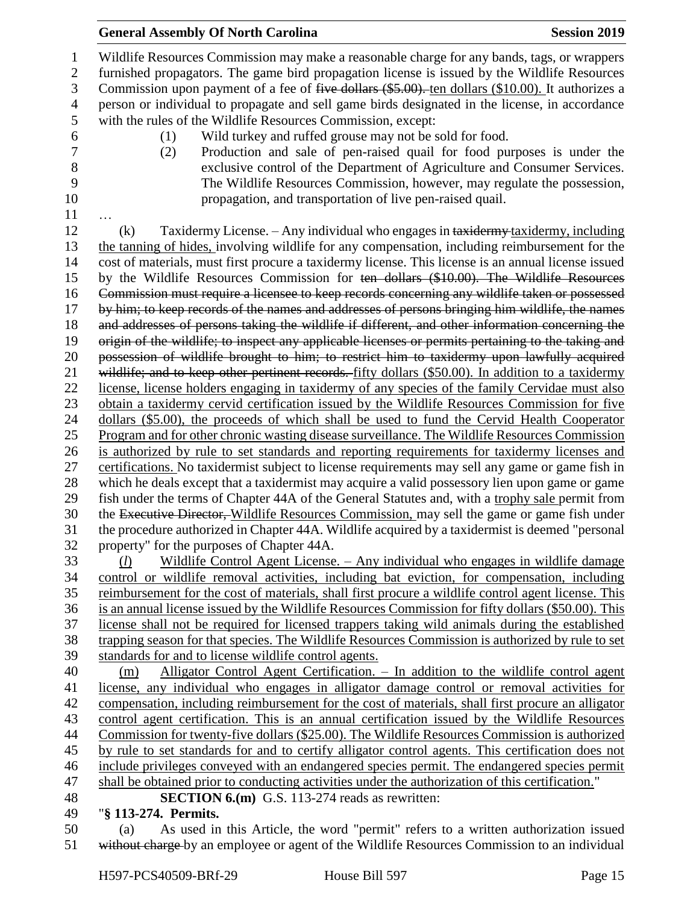Wildlife Resources Commission may make a reasonable charge for any bands, tags, or wrappers furnished propagators. The game bird propagation license is issued by the Wildlife Resources Commission upon payment of a fee of ~~five dollars ($5.00).~~ ten dollars ($10.00). It authorizes a person or individual to propagate and sell game birds designated in the license, in accordance with the rules of the Wildlife Resources Commission, except:

(1) Wild turkey and ruffed grouse may not be sold for food.

(2) Production and sale of pen-raised quail for food purposes is under the exclusive control of the Department of Agriculture and Consumer Services. The Wildlife Resources Commission, however, may regulate the possession, propagation, and transportation of live pen-raised quail.

…

(k) Taxidermy License. – Any individual who engages in ~~taxidermy~~ taxidermy, including the tanning of hides, involving wildlife for any compensation, including reimbursement for the cost of materials, must first procure a taxidermy license. This license is an annual license issued by the Wildlife Resources Commission for ~~ten dollars ($10.00). The Wildlife Resources Commission must require a licensee to keep records concerning any wildlife taken or possessed by him; to keep records of the names and addresses of persons bringing him wildlife, the names and addresses of persons taking the wildlife if different, and other information concerning the origin of the wildlife; to inspect any applicable licenses or permits pertaining to the taking and possession of wildlife brought to him; to restrict him to taxidermy upon lawfully acquired wildlife; and to keep other pertinent records.~~ fifty dollars ($50.00). In addition to a taxidermy license, license holders engaging in taxidermy of any species of the family Cervidae must also obtain a taxidermy cervid certification issued by the Wildlife Resources Commission for five dollars ($5.00), the proceeds of which shall be used to fund the Cervid Health Cooperator Program and for other chronic wasting disease surveillance. The Wildlife Resources Commission is authorized by rule to set standards and reporting requirements for taxidermy licenses and certifications. No taxidermist subject to license requirements may sell any game or game fish in which he deals except that a taxidermist may acquire a valid possessory lien upon game or game fish under the terms of Chapter 44A of the General Statutes and, with a trophy sale permit from the ~~Executive Director,~~ Wildlife Resources Commission, may sell the game or game fish under the procedure authorized in Chapter 44A. Wildlife acquired by a taxidermist is deemed "personal property" for the purposes of Chapter 44A.

(*l*) Wildlife Control Agent License. – Any individual who engages in wildlife damage control or wildlife removal activities, including bat eviction, for compensation, including reimbursement for the cost of materials, shall first procure a wildlife control agent license. This is an annual license issued by the Wildlife Resources Commission for fifty dollars ($50.00). This license shall not be required for licensed trappers taking wild animals during the established trapping season for that species. The Wildlife Resources Commission is authorized by rule to set standards for and to license wildlife control agents.

(m) Alligator Control Agent Certification. – In addition to the wildlife control agent license, any individual who engages in alligator damage control or removal activities for compensation, including reimbursement for the cost of materials, shall first procure an alligator control agent certification. This is an annual certification issued by the Wildlife Resources Commission for twenty-five dollars ($25.00). The Wildlife Resources Commission is authorized by rule to set standards for and to certify alligator control agents. This certification does not include privileges conveyed with an endangered species permit. The endangered species permit shall be obtained prior to conducting activities under the authorization of this certification."

**SECTION 6.(m)** G.S. 113-274 reads as rewritten:

"**§ 113-274. Permits.**

(a) As used in this Article, the word "permit" refers to a written authorization issued ~~without charge~~ by an employee or agent of the Wildlife Resources Commission to an individual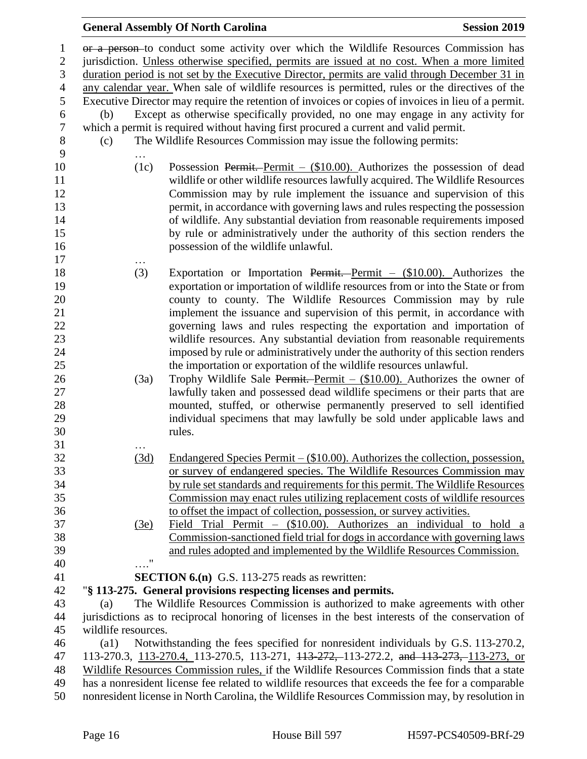~~or a person~~ to conduct some activity over which the Wildlife Resources Commission has jurisdiction. Unless otherwise specified, permits are issued at no cost. When a more limited duration period is not set by the Executive Director, permits are valid through December 31 in any calendar year. When sale of wildlife resources is permitted, rules or the directives of the Executive Director may require the retention of invoices or copies of invoices in lieu of a permit.

(b) Except as otherwise specifically provided, no one may engage in any activity for which a permit is required without having first procured a current and valid permit.

(c) The Wildlife Resources Commission may issue the following permits:

…

(1c) Possession ~~Permit.~~ Permit – ($10.00). Authorizes the possession of dead wildlife or other wildlife resources lawfully acquired. The Wildlife Resources Commission may by rule implement the issuance and supervision of this permit, in accordance with governing laws and rules respecting the possession of wildlife. Any substantial deviation from reasonable requirements imposed by rule or administratively under the authority of this section renders the possession of the wildlife unlawful.

…

(3) Exportation or Importation ~~Permit.~~ Permit – ($10.00). Authorizes the exportation or importation of wildlife resources from or into the State or from county to county. The Wildlife Resources Commission may by rule implement the issuance and supervision of this permit, in accordance with governing laws and rules respecting the exportation and importation of wildlife resources. Any substantial deviation from reasonable requirements imposed by rule or administratively under the authority of this section renders the importation or exportation of the wildlife resources unlawful.

(3a) Trophy Wildlife Sale ~~Permit.~~ Permit – ($10.00). Authorizes the owner of lawfully taken and possessed dead wildlife specimens or their parts that are mounted, stuffed, or otherwise permanently preserved to sell identified individual specimens that may lawfully be sold under applicable laws and rules.

…

(3d) Endangered Species Permit – ($10.00). Authorizes the collection, possession, or survey of endangered species. The Wildlife Resources Commission may by rule set standards and requirements for this permit. The Wildlife Resources Commission may enact rules utilizing replacement costs of wildlife resources to offset the impact of collection, possession, or survey activities.

(3e) Field Trial Permit – ($10.00). Authorizes an individual to hold a Commission-sanctioned field trial for dogs in accordance with governing laws and rules adopted and implemented by the Wildlife Resources Commission.

…."

**SECTION 6.(n)** G.S. 113-275 reads as rewritten:

"**§ 113-275. General provisions respecting licenses and permits.**

(a) The Wildlife Resources Commission is authorized to make agreements with other jurisdictions as to reciprocal honoring of licenses in the best interests of the conservation of wildlife resources.

(a1) Notwithstanding the fees specified for nonresident individuals by G.S. 113-270.2, 113-270.3, 113-270.4, 113-270.5, 113-271, ~~113-272,~~ 113-272.2, ~~and 113-273,~~ 113-273, or Wildlife Resources Commission rules, if the Wildlife Resources Commission finds that a state has a nonresident license fee related to wildlife resources that exceeds the fee for a comparable nonresident license in North Carolina, the Wildlife Resources Commission may, by resolution in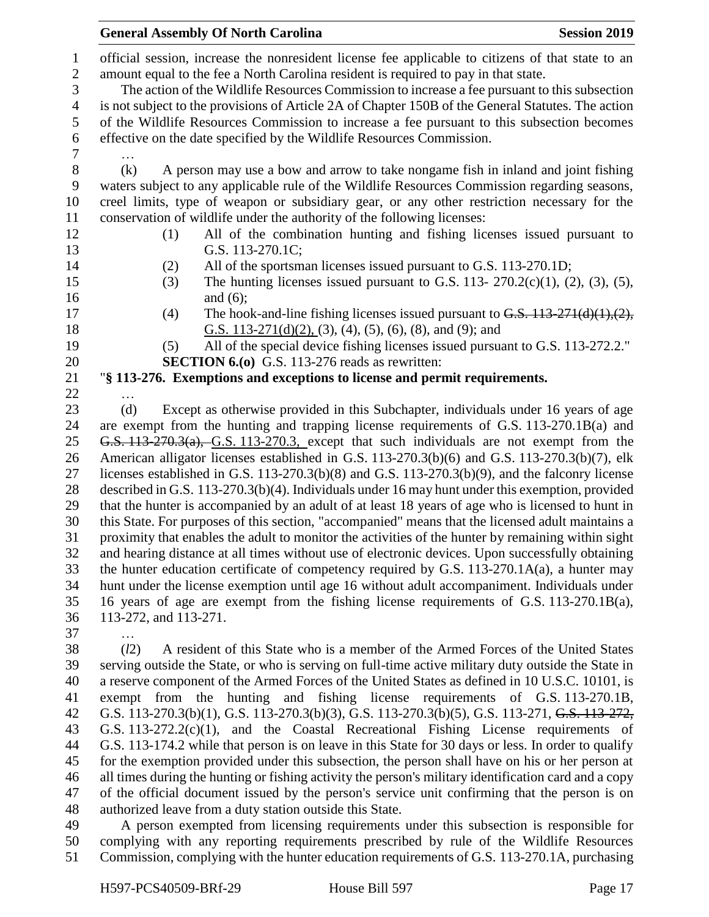official session, increase the nonresident license fee applicable to citizens of that state to an amount equal to the fee a North Carolina resident is required to pay in that state.

The action of the Wildlife Resources Commission to increase a fee pursuant to this subsection is not subject to the provisions of Article 2A of Chapter 150B of the General Statutes. The action of the Wildlife Resources Commission to increase a fee pursuant to this subsection becomes effective on the date specified by the Wildlife Resources Commission.

…

(k) A person may use a bow and arrow to take nongame fish in inland and joint fishing waters subject to any applicable rule of the Wildlife Resources Commission regarding seasons, creel limits, type of weapon or subsidiary gear, or any other restriction necessary for the conservation of wildlife under the authority of the following licenses:

(1) All of the combination hunting and fishing licenses issued pursuant to G.S. 113-270.1C;

(2) All of the sportsman licenses issued pursuant to G.S. 113-270.1D;

(3) The hunting licenses issued pursuant to G.S. 113- 270.2(c)(1), (2), (3), (5), and (6);

(4) The hook-and-line fishing licenses issued pursuant to ~~G.S. 113-271(d)(1),(2),~~ G.S. 113-271(d)(2), (3), (4), (5), (6), (8), and (9); and

(5) All of the special device fishing licenses issued pursuant to G.S. 113-272.2."

**SECTION 6.(o)** G.S. 113-276 reads as rewritten:

"**§ 113-276. Exemptions and exceptions to license and permit requirements.**

…

(d) Except as otherwise provided in this Subchapter, individuals under 16 years of age are exempt from the hunting and trapping license requirements of G.S. 113-270.1B(a) and ~~G.S. 113-270.3(a),~~ G.S. 113-270.3, except that such individuals are not exempt from the American alligator licenses established in G.S. 113-270.3(b)(6) and G.S. 113-270.3(b)(7), elk licenses established in G.S. 113-270.3(b)(8) and G.S. 113-270.3(b)(9), and the falconry license described in G.S. 113-270.3(b)(4). Individuals under 16 may hunt under this exemption, provided that the hunter is accompanied by an adult of at least 18 years of age who is licensed to hunt in this State. For purposes of this section, "accompanied" means that the licensed adult maintains a proximity that enables the adult to monitor the activities of the hunter by remaining within sight and hearing distance at all times without use of electronic devices. Upon successfully obtaining the hunter education certificate of competency required by G.S. 113-270.1A(a), a hunter may hunt under the license exemption until age 16 without adult accompaniment. Individuals under 16 years of age are exempt from the fishing license requirements of G.S. 113-270.1B(a), 113-272, and 113-271.

…

(*l*2) A resident of this State who is a member of the Armed Forces of the United States serving outside the State, or who is serving on full-time active military duty outside the State in a reserve component of the Armed Forces of the United States as defined in 10 U.S.C. 10101, is exempt from the hunting and fishing license requirements of G.S. 113-270.1B, G.S. 113-270.3(b)(1), G.S. 113-270.3(b)(3), G.S. 113-270.3(b)(5), G.S. 113-271, ~~G.S. 113-272,~~ G.S. 113-272.2(c)(1), and the Coastal Recreational Fishing License requirements of G.S. 113-174.2 while that person is on leave in this State for 30 days or less. In order to qualify for the exemption provided under this subsection, the person shall have on his or her person at all times during the hunting or fishing activity the person's military identification card and a copy of the official document issued by the person's service unit confirming that the person is on authorized leave from a duty station outside this State.

A person exempted from licensing requirements under this subsection is responsible for complying with any reporting requirements prescribed by rule of the Wildlife Resources Commission, complying with the hunter education requirements of G.S. 113-270.1A, purchasing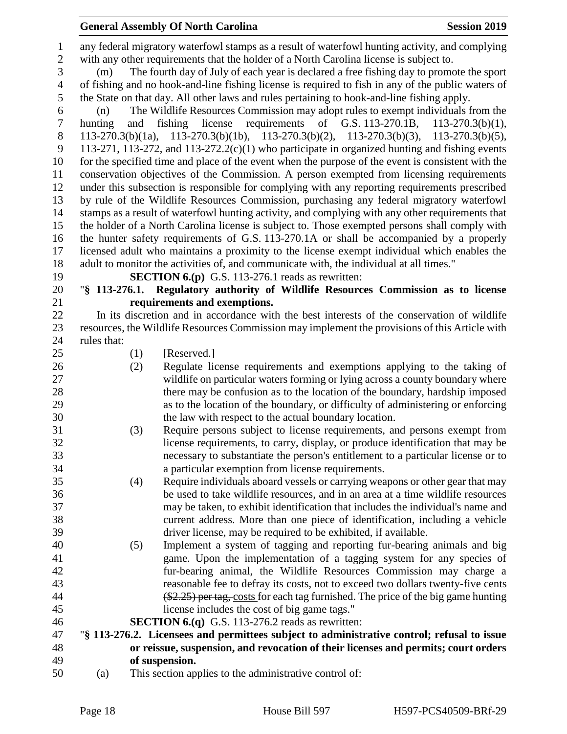any federal migratory waterfowl stamps as a result of waterfowl hunting activity, and complying with any other requirements that the holder of a North Carolina license is subject to.

(m) The fourth day of July of each year is declared a free fishing day to promote the sport of fishing and no hook-and-line fishing license is required to fish in any of the public waters of the State on that day. All other laws and rules pertaining to hook-and-line fishing apply.

(n) The Wildlife Resources Commission may adopt rules to exempt individuals from the hunting and fishing license requirements of G.S. 113-270.1B, 113-270.3(b)(1), 113-270.3(b)(1a), 113-270.3(b)(1b), 113-270.3(b)(2), 113-270.3(b)(3), 113-270.3(b)(5), 113-271, ~~113-272,~~ and 113-272.2(c)(1) who participate in organized hunting and fishing events for the specified time and place of the event when the purpose of the event is consistent with the conservation objectives of the Commission. A person exempted from licensing requirements under this subsection is responsible for complying with any reporting requirements prescribed by rule of the Wildlife Resources Commission, purchasing any federal migratory waterfowl stamps as a result of waterfowl hunting activity, and complying with any other requirements that the holder of a North Carolina license is subject to. Those exempted persons shall comply with the hunter safety requirements of G.S. 113-270.1A or shall be accompanied by a properly licensed adult who maintains a proximity to the license exempt individual which enables the adult to monitor the activities of, and communicate with, the individual at all times."

**SECTION 6.(p)** G.S. 113-276.1 reads as rewritten:

"**§ 113-276.1. Regulatory authority of Wildlife Resources Commission as to license requirements and exemptions.**

In its discretion and in accordance with the best interests of the conservation of wildlife resources, the Wildlife Resources Commission may implement the provisions of this Article with rules that:

(1) [Reserved.]

(2) Regulate license requirements and exemptions applying to the taking of wildlife on particular waters forming or lying across a county boundary where there may be confusion as to the location of the boundary, hardship imposed as to the location of the boundary, or difficulty of administering or enforcing the law with respect to the actual boundary location.

(3) Require persons subject to license requirements, and persons exempt from license requirements, to carry, display, or produce identification that may be necessary to substantiate the person's entitlement to a particular license or to a particular exemption from license requirements.

(4) Require individuals aboard vessels or carrying weapons or other gear that may be used to take wildlife resources, and in an area at a time wildlife resources may be taken, to exhibit identification that includes the individual's name and current address. More than one piece of identification, including a vehicle driver license, may be required to be exhibited, if available.

(5) Implement a system of tagging and reporting fur-bearing animals and big game. Upon the implementation of a tagging system for any species of fur-bearing animal, the Wildlife Resources Commission may charge a reasonable fee to defray its ~~costs, not to exceed two dollars twenty-five cents ($2.25) per tag,~~ <u>costs</u> for each tag furnished. The price of the big game hunting license includes the cost of big game tags."

**SECTION 6.(q)** G.S. 113-276.2 reads as rewritten:

"**§ 113-276.2. Licensees and permittees subject to administrative control; refusal to issue or reissue, suspension, and revocation of their licenses and permits; court orders of suspension.**

(a) This section applies to the administrative control of: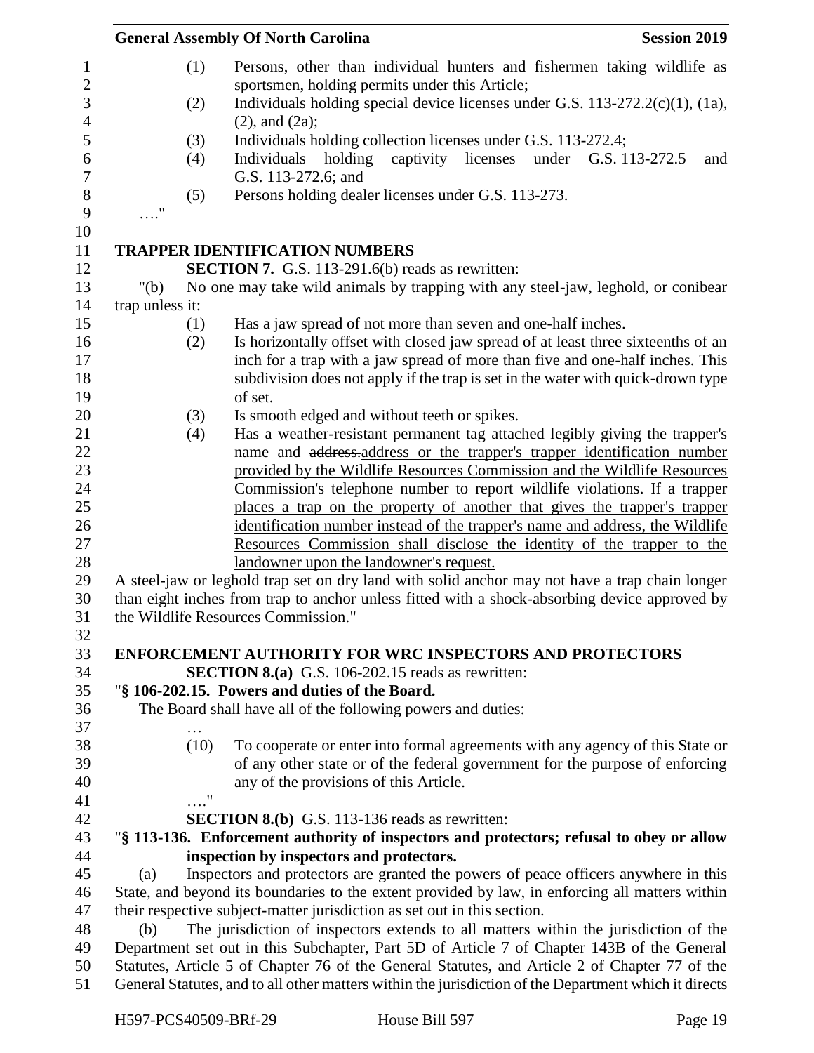(1) Persons, other than individual hunters and fishermen taking wildlife as sportsmen, holding permits under this Article;

(2) Individuals holding special device licenses under G.S. 113-272.2(c)(1), (1a), (2), and (2a);

(3) Individuals holding collection licenses under G.S. 113-272.4;

(4) Individuals holding captivity licenses under G.S. 113-272.5 and G.S. 113-272.6; and

(5) Persons holding ~~dealer~~ licenses under G.S. 113-273.

…."

**TRAPPER IDENTIFICATION NUMBERS**

**SECTION 7.** G.S. 113-291.6(b) reads as rewritten:

"(b) No one may take wild animals by trapping with any steel-jaw, leghold, or conibear trap unless it:

(1) Has a jaw spread of not more than seven and one-half inches.

(2) Is horizontally offset with closed jaw spread of at least three sixteenths of an inch for a trap with a jaw spread of more than five and one-half inches. This subdivision does not apply if the trap is set in the water with quick-drown type of set.

(3) Is smooth edged and without teeth or spikes.

(4) Has a weather-resistant permanent tag attached legibly giving the trapper's name and ~~address.~~ address or the trapper's trapper identification number provided by the Wildlife Resources Commission and the Wildlife Resources Commission's telephone number to report wildlife violations. If a trapper places a trap on the property of another that gives the trapper's trapper identification number instead of the trapper's name and address, the Wildlife Resources Commission shall disclose the identity of the trapper to the landowner upon the landowner's request.

A steel-jaw or leghold trap set on dry land with solid anchor may not have a trap chain longer than eight inches from trap to anchor unless fitted with a shock-absorbing device approved by the Wildlife Resources Commission."

**ENFORCEMENT AUTHORITY FOR WRC INSPECTORS AND PROTECTORS**

**SECTION 8.(a)** G.S. 106-202.15 reads as rewritten:

"**§ 106-202.15. Powers and duties of the Board.**

The Board shall have all of the following powers and duties:

…

(10) To cooperate or enter into formal agreements with any agency of this State or of any other state or of the federal government for the purpose of enforcing any of the provisions of this Article.

…."

**SECTION 8.(b)** G.S. 113-136 reads as rewritten:

"**§ 113-136. Enforcement authority of inspectors and protectors; refusal to obey or allow inspection by inspectors and protectors.**

(a) Inspectors and protectors are granted the powers of peace officers anywhere in this State, and beyond its boundaries to the extent provided by law, in enforcing all matters within their respective subject-matter jurisdiction as set out in this section.

(b) The jurisdiction of inspectors extends to all matters within the jurisdiction of the Department set out in this Subchapter, Part 5D of Article 7 of Chapter 143B of the General Statutes, Article 5 of Chapter 76 of the General Statutes, and Article 2 of Chapter 77 of the General Statutes, and to all other matters within the jurisdiction of the Department which it directs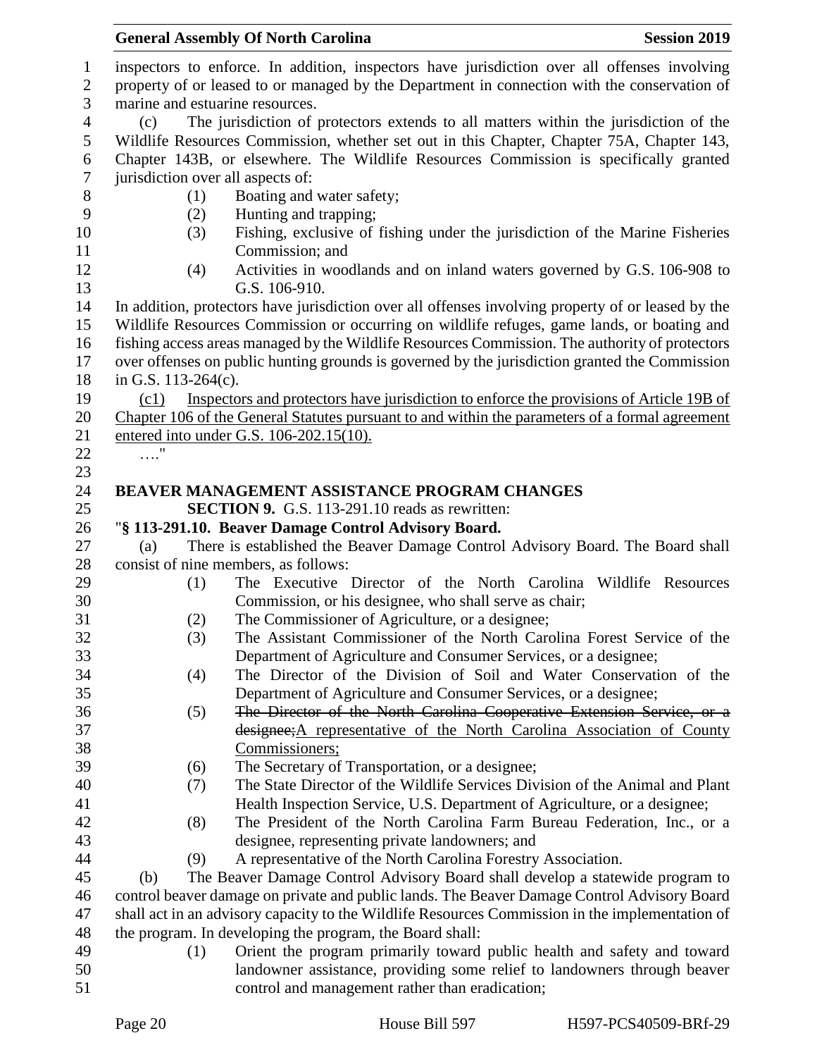inspectors to enforce. In addition, inspectors have jurisdiction over all offenses involving property of or leased to or managed by the Department in connection with the conservation of marine and estuarine resources.

(c) The jurisdiction of protectors extends to all matters within the jurisdiction of the Wildlife Resources Commission, whether set out in this Chapter, Chapter 75A, Chapter 143, Chapter 143B, or elsewhere. The Wildlife Resources Commission is specifically granted jurisdiction over all aspects of:

(1) Boating and water safety;
(2) Hunting and trapping;
(3) Fishing, exclusive of fishing under the jurisdiction of the Marine Fisheries Commission; and
(4) Activities in woodlands and on inland waters governed by G.S. 106-908 to G.S. 106-910.

In addition, protectors have jurisdiction over all offenses involving property of or leased by the Wildlife Resources Commission or occurring on wildlife refuges, game lands, or boating and fishing access areas managed by the Wildlife Resources Commission. The authority of protectors over offenses on public hunting grounds is governed by the jurisdiction granted the Commission in G.S. 113-264(c).

<u>(c1) Inspectors and protectors have jurisdiction to enforce the provisions of Article 19B of Chapter 106 of the General Statutes pursuant to and within the parameters of a formal agreement entered into under G.S. 106-202.15(10).</u>

…."

**BEAVER MANAGEMENT ASSISTANCE PROGRAM CHANGES**

**SECTION 9.** G.S. 113-291.10 reads as rewritten:

"**§ 113-291.10. Beaver Damage Control Advisory Board.**

(a) There is established the Beaver Damage Control Advisory Board. The Board shall consist of nine members, as follows:

(1) The Executive Director of the North Carolina Wildlife Resources Commission, or his designee, who shall serve as chair;
(2) The Commissioner of Agriculture, or a designee;
(3) The Assistant Commissioner of the North Carolina Forest Service of the Department of Agriculture and Consumer Services, or a designee;
(4) The Director of the Division of Soil and Water Conservation of the Department of Agriculture and Consumer Services, or a designee;
(5) ~~The Director of the North Carolina Cooperative Extension Service, or a designee;~~<u>A representative of the North Carolina Association of County Commissioners;</u>
(6) The Secretary of Transportation, or a designee;
(7) The State Director of the Wildlife Services Division of the Animal and Plant Health Inspection Service, U.S. Department of Agriculture, or a designee;
(8) The President of the North Carolina Farm Bureau Federation, Inc., or a designee, representing private landowners; and
(9) A representative of the North Carolina Forestry Association.

(b) The Beaver Damage Control Advisory Board shall develop a statewide program to control beaver damage on private and public lands. The Beaver Damage Control Advisory Board shall act in an advisory capacity to the Wildlife Resources Commission in the implementation of the program. In developing the program, the Board shall:

(1) Orient the program primarily toward public health and safety and toward landowner assistance, providing some relief to landowners through beaver control and management rather than eradication;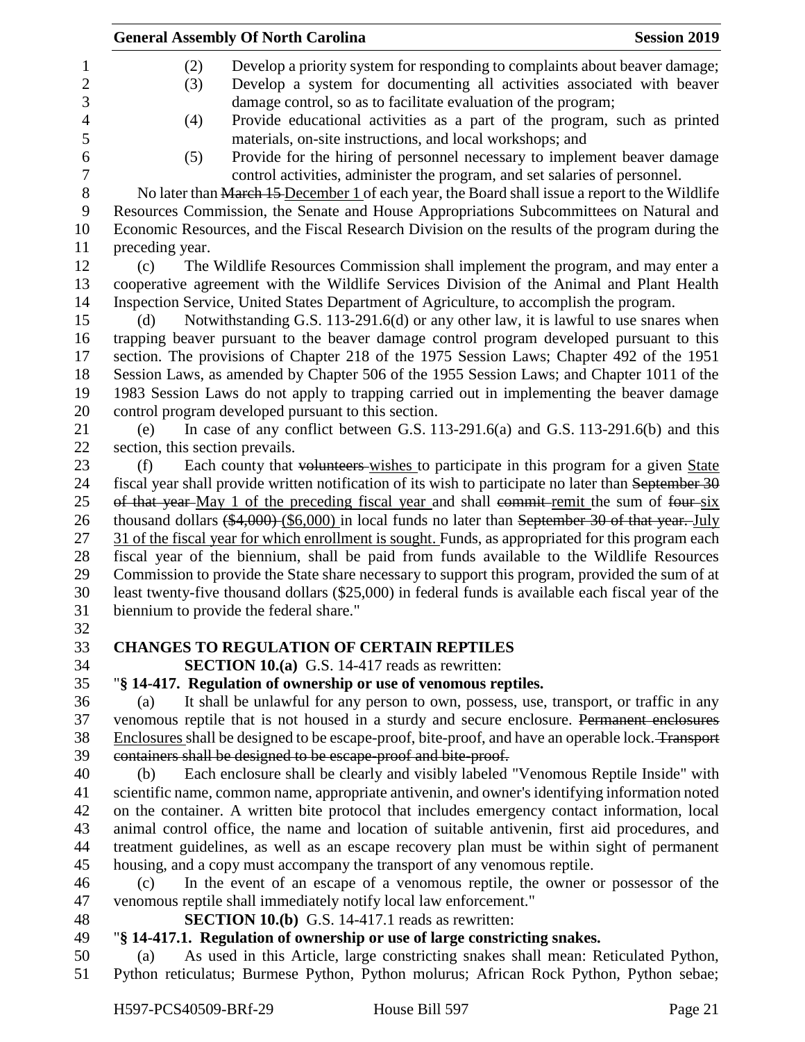(2) Develop a priority system for responding to complaints about beaver damage;

(3) Develop a system for documenting all activities associated with beaver damage control, so as to facilitate evaluation of the program;

(4) Provide educational activities as a part of the program, such as printed materials, on-site instructions, and local workshops; and

(5) Provide for the hiring of personnel necessary to implement beaver damage control activities, administer the program, and set salaries of personnel.

No later than ~~March 15~~ December 1 of each year, the Board shall issue a report to the Wildlife Resources Commission, the Senate and House Appropriations Subcommittees on Natural and Economic Resources, and the Fiscal Research Division on the results of the program during the preceding year.

(c) The Wildlife Resources Commission shall implement the program, and may enter a cooperative agreement with the Wildlife Services Division of the Animal and Plant Health Inspection Service, United States Department of Agriculture, to accomplish the program.

(d) Notwithstanding G.S. 113-291.6(d) or any other law, it is lawful to use snares when trapping beaver pursuant to the beaver damage control program developed pursuant to this section. The provisions of Chapter 218 of the 1975 Session Laws; Chapter 492 of the 1951 Session Laws, as amended by Chapter 506 of the 1955 Session Laws; and Chapter 1011 of the 1983 Session Laws do not apply to trapping carried out in implementing the beaver damage control program developed pursuant to this section.

(e) In case of any conflict between G.S. 113-291.6(a) and G.S. 113-291.6(b) and this section, this section prevails.

(f) Each county that ~~volunteers~~ wishes to participate in this program for a given State fiscal year shall provide written notification of its wish to participate no later than ~~September 30 of that year~~ May 1 of the preceding fiscal year and shall ~~commit~~ remit the sum of ~~four~~ six thousand dollars ~~($4,000)~~ ($6,000) in local funds no later than ~~September 30 of that year.~~ July 31 of the fiscal year for which enrollment is sought. Funds, as appropriated for this program each fiscal year of the biennium, shall be paid from funds available to the Wildlife Resources Commission to provide the State share necessary to support this program, provided the sum of at least twenty-five thousand dollars ($25,000) in federal funds is available each fiscal year of the biennium to provide the federal share."

**CHANGES TO REGULATION OF CERTAIN REPTILES**

**SECTION 10.(a)** G.S. 14-417 reads as rewritten:

"**§ 14-417. Regulation of ownership or use of venomous reptiles.**

(a) It shall be unlawful for any person to own, possess, use, transport, or traffic in any venomous reptile that is not housed in a sturdy and secure enclosure. ~~Permanent enclosures~~ Enclosures shall be designed to be escape-proof, bite-proof, and have an operable lock. ~~Transport containers shall be designed to be escape-proof and bite-proof.~~

(b) Each enclosure shall be clearly and visibly labeled "Venomous Reptile Inside" with scientific name, common name, appropriate antivenin, and owner's identifying information noted on the container. A written bite protocol that includes emergency contact information, local animal control office, the name and location of suitable antivenin, first aid procedures, and treatment guidelines, as well as an escape recovery plan must be within sight of permanent housing, and a copy must accompany the transport of any venomous reptile.

(c) In the event of an escape of a venomous reptile, the owner or possessor of the venomous reptile shall immediately notify local law enforcement."

**SECTION 10.(b)** G.S. 14-417.1 reads as rewritten:

"**§ 14-417.1. Regulation of ownership or use of large constricting snakes.**

(a) As used in this Article, large constricting snakes shall mean: Reticulated Python, Python reticulatus; Burmese Python, Python molurus; African Rock Python, Python sebae;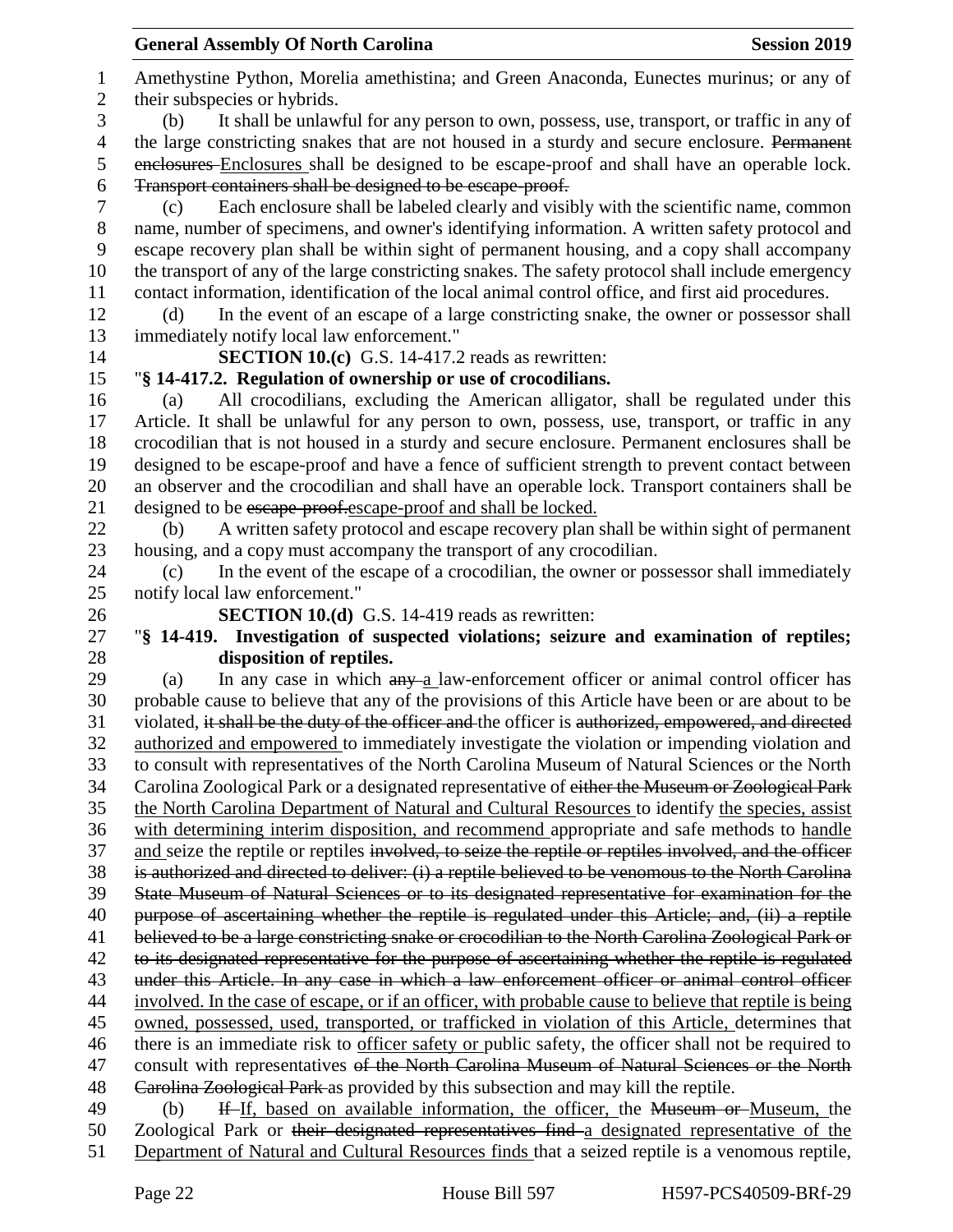Amethystine Python, Morelia amethistina; and Green Anaconda, Eunectes murinus; or any of their subspecies or hybrids.

(b) It shall be unlawful for any person to own, possess, use, transport, or traffic in any of the large constricting snakes that are not housed in a sturdy and secure enclosure. ~~Permanent enclosures~~ Enclosures shall be designed to be escape-proof and shall have an operable lock. ~~Transport containers shall be designed to be escape-proof.~~

(c) Each enclosure shall be labeled clearly and visibly with the scientific name, common name, number of specimens, and owner's identifying information. A written safety protocol and escape recovery plan shall be within sight of permanent housing, and a copy shall accompany the transport of any of the large constricting snakes. The safety protocol shall include emergency contact information, identification of the local animal control office, and first aid procedures.

(d) In the event of an escape of a large constricting snake, the owner or possessor shall immediately notify local law enforcement."

**SECTION 10.(c)** G.S. 14-417.2 reads as rewritten:

"**§ 14-417.2. Regulation of ownership or use of crocodilians.**

(a) All crocodilians, excluding the American alligator, shall be regulated under this Article. It shall be unlawful for any person to own, possess, use, transport, or traffic in any crocodilian that is not housed in a sturdy and secure enclosure. Permanent enclosures shall be designed to be escape-proof and have a fence of sufficient strength to prevent contact between an observer and the crocodilian and shall have an operable lock. Transport containers shall be designed to be ~~escape-proof.~~escape-proof and shall be locked.

(b) A written safety protocol and escape recovery plan shall be within sight of permanent housing, and a copy must accompany the transport of any crocodilian.

(c) In the event of the escape of a crocodilian, the owner or possessor shall immediately notify local law enforcement."

**SECTION 10.(d)** G.S. 14-419 reads as rewritten:

"**§ 14-419. Investigation of suspected violations; seizure and examination of reptiles; disposition of reptiles.**

(a) In any case in which ~~any~~ a law-enforcement officer or animal control officer has probable cause to believe that any of the provisions of this Article have been or are about to be violated, ~~it shall be the duty of the officer and~~ the officer is ~~authorized, empowered, and directed~~ authorized and empowered to immediately investigate the violation or impending violation and to consult with representatives of the North Carolina Museum of Natural Sciences or the North Carolina Zoological Park or a designated representative of ~~either the Museum or Zoological Park~~ the North Carolina Department of Natural and Cultural Resources to identify the species, assist with determining interim disposition, and recommend appropriate and safe methods to handle and seize the reptile or reptiles ~~involved, to seize the reptile or reptiles involved, and the officer is authorized and directed to deliver: (i) a reptile believed to be venomous to the North Carolina State Museum of Natural Sciences or to its designated representative for examination for the purpose of ascertaining whether the reptile is regulated under this Article; and, (ii) a reptile believed to be a large constricting snake or crocodilian to the North Carolina Zoological Park or to its designated representative for the purpose of ascertaining whether the reptile is regulated under this Article. In any case in which a law enforcement officer or animal control officer~~ involved. In the case of escape, or if an officer, with probable cause to believe that reptile is being owned, possessed, used, transported, or trafficked in violation of this Article, determines that there is an immediate risk to officer safety or public safety, the officer shall not be required to consult with representatives ~~of the North Carolina Museum of Natural Sciences or the North Carolina Zoological Park~~ as provided by this subsection and may kill the reptile.

(b) ~~If~~ If, based on available information, the officer, the ~~Museum or~~ Museum, the Zoological Park or ~~their designated representatives find~~ a designated representative of the Department of Natural and Cultural Resources finds that a seized reptile is a venomous reptile,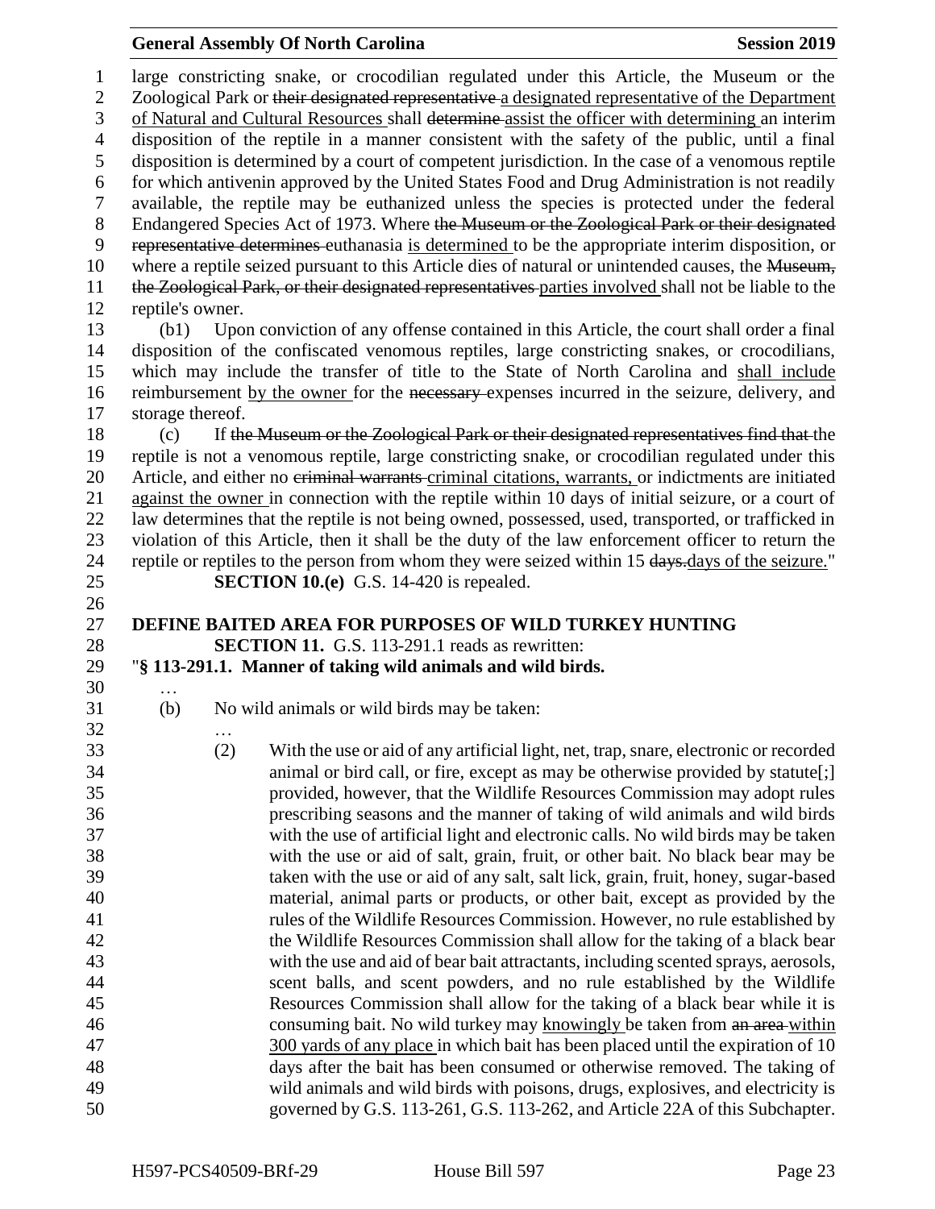large constricting snake, or crocodilian regulated under this Article, the Museum or the Zoological Park or ~~their designated representative~~ a designated representative of the Department of Natural and Cultural Resources shall ~~determine~~ assist the officer with determining an interim disposition of the reptile in a manner consistent with the safety of the public, until a final disposition is determined by a court of competent jurisdiction. In the case of a venomous reptile for which antivenin approved by the United States Food and Drug Administration is not readily available, the reptile may be euthanized unless the species is protected under the federal Endangered Species Act of 1973. Where ~~the Museum or the Zoological Park or their designated representative determines~~ euthanasia is determined to be the appropriate interim disposition, or where a reptile seized pursuant to this Article dies of natural or unintended causes, the ~~Museum, the Zoological Park, or their designated representatives~~ parties involved shall not be liable to the reptile's owner.

(b1) Upon conviction of any offense contained in this Article, the court shall order a final disposition of the confiscated venomous reptiles, large constricting snakes, or crocodilians, which may include the transfer of title to the State of North Carolina and shall include reimbursement by the owner for the ~~necessary~~ expenses incurred in the seizure, delivery, and storage thereof.

(c) If ~~the Museum or the Zoological Park or their designated representatives find that~~ the reptile is not a venomous reptile, large constricting snake, or crocodilian regulated under this Article, and either no ~~criminal warrants~~ criminal citations, warrants, or indictments are initiated against the owner in connection with the reptile within 10 days of initial seizure, or a court of law determines that the reptile is not being owned, possessed, used, transported, or trafficked in violation of this Article, then it shall be the duty of the law enforcement officer to return the reptile or reptiles to the person from whom they were seized within 15 ~~days.~~ days of the seizure."

**SECTION 10.(e)** G.S. 14-420 is repealed.

## DEFINE BAITED AREA FOR PURPOSES OF WILD TURKEY HUNTING

**SECTION 11.** G.S. 113-291.1 reads as rewritten:

"**§ 113-291.1. Manner of taking wild animals and wild birds.**

…

(b) No wild animals or wild birds may be taken:

…

(2) With the use or aid of any artificial light, net, trap, snare, electronic or recorded animal or bird call, or fire, except as may be otherwise provided by statute[;] provided, however, that the Wildlife Resources Commission may adopt rules prescribing seasons and the manner of taking of wild animals and wild birds with the use of artificial light and electronic calls. No wild birds may be taken with the use or aid of salt, grain, fruit, or other bait. No black bear may be taken with the use or aid of any salt, salt lick, grain, fruit, honey, sugar-based material, animal parts or products, or other bait, except as provided by the rules of the Wildlife Resources Commission. However, no rule established by the Wildlife Resources Commission shall allow for the taking of a black bear with the use and aid of bear bait attractants, including scented sprays, aerosols, scent balls, and scent powders, and no rule established by the Wildlife Resources Commission shall allow for the taking of a black bear while it is consuming bait. No wild turkey may knowingly be taken from ~~an area~~ within 300 yards of any place in which bait has been placed until the expiration of 10 days after the bait has been consumed or otherwise removed. The taking of wild animals and wild birds with poisons, drugs, explosives, and electricity is governed by G.S. 113-261, G.S. 113-262, and Article 22A of this Subchapter.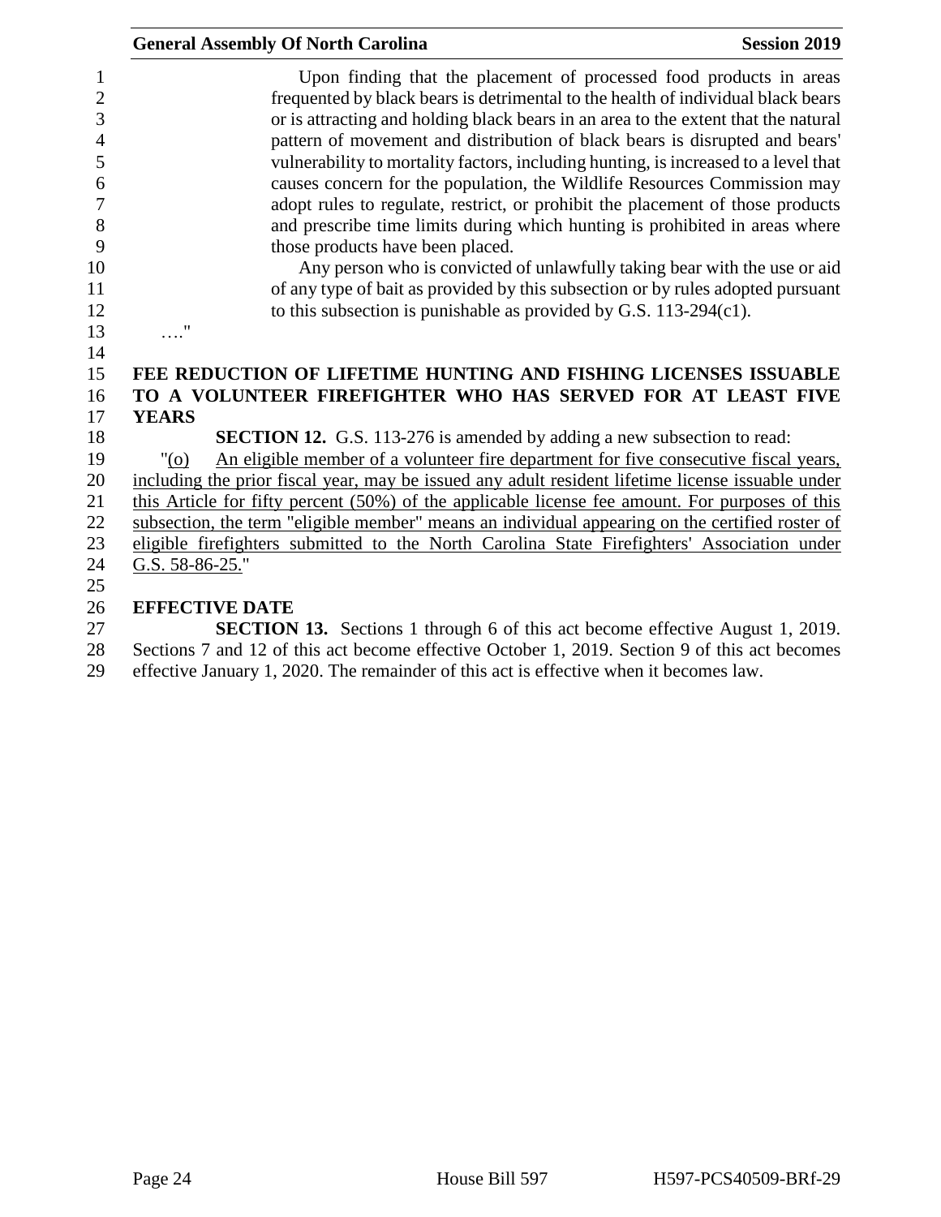Upon finding that the placement of processed food products in areas frequented by black bears is detrimental to the health of individual black bears or is attracting and holding black bears in an area to the extent that the natural pattern of movement and distribution of black bears is disrupted and bears' vulnerability to mortality factors, including hunting, is increased to a level that causes concern for the population, the Wildlife Resources Commission may adopt rules to regulate, restrict, or prohibit the placement of those products and prescribe time limits during which hunting is prohibited in areas where those products have been placed.

Any person who is convicted of unlawfully taking bear with the use or aid of any type of bait as provided by this subsection or by rules adopted pursuant to this subsection is punishable as provided by G.S. 113-294(c1).

…."

**FEE REDUCTION OF LIFETIME HUNTING AND FISHING LICENSES ISSUABLE TO A VOLUNTEER FIREFIGHTER WHO HAS SERVED FOR AT LEAST FIVE YEARS**

**SECTION 12.** G.S. 113-276 is amended by adding a new subsection to read:

"(o) An eligible member of a volunteer fire department for five consecutive fiscal years, including the prior fiscal year, may be issued any adult resident lifetime license issuable under this Article for fifty percent (50%) of the applicable license fee amount. For purposes of this subsection, the term "eligible member" means an individual appearing on the certified roster of eligible firefighters submitted to the North Carolina State Firefighters' Association under G.S. 58-86-25."

**EFFECTIVE DATE**

**SECTION 13.** Sections 1 through 6 of this act become effective August 1, 2019. Sections 7 and 12 of this act become effective October 1, 2019. Section 9 of this act becomes effective January 1, 2020. The remainder of this act is effective when it becomes law.